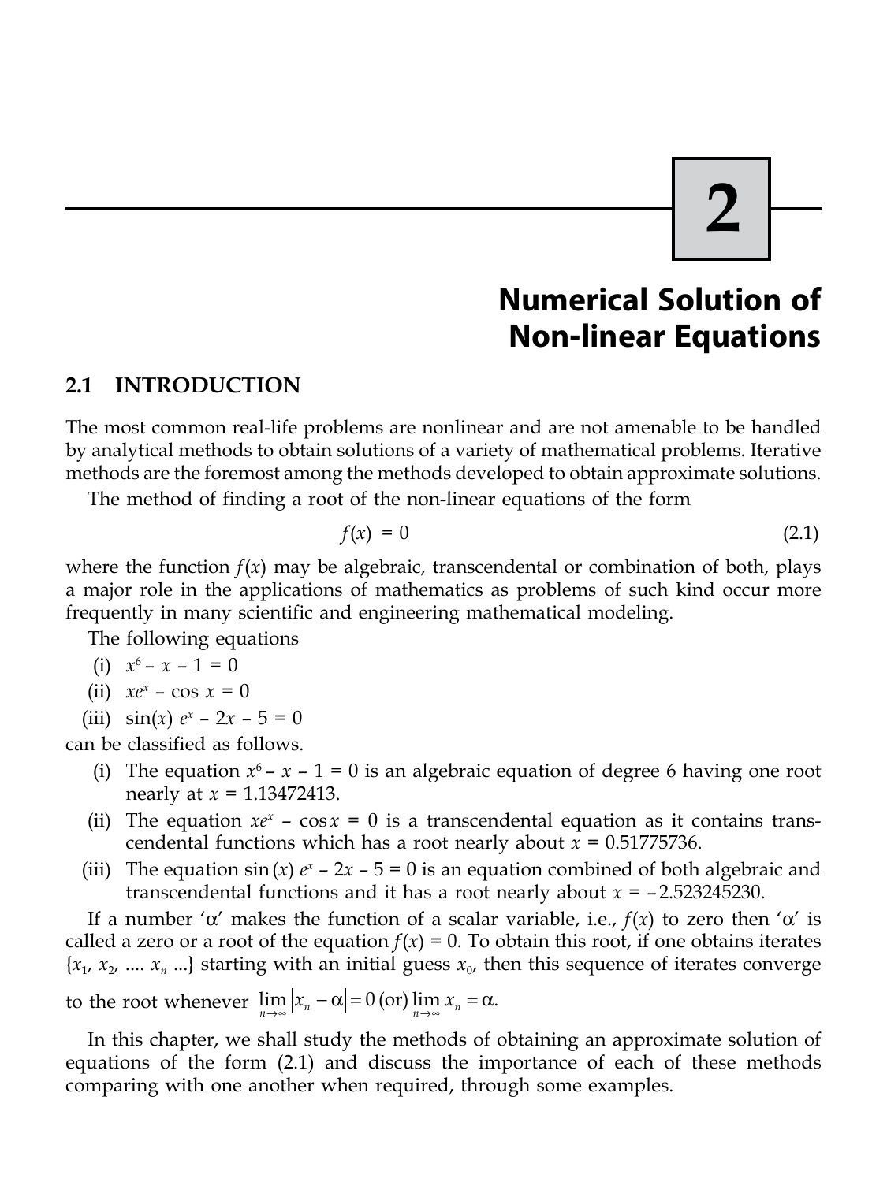# 2

# Numerical Solution of Non-linear Equations

## 2.1 INTRODUCTION

The most common real-life problems are nonlinear and are not amenable to be handled by analytical methods to obtain solutions of a variety of mathematical problems. Iterative methods are the foremost among the methods developed to obtain approximate solutions.

The method of finding a root of the non-linear equations of the form

$$f(x) = 0 \tag{2.1}$$

where the function $f(x)$ may be algebraic, transcendental or combination of both, plays a major role in the applications of mathematics as problems of such kind occur more frequently in many scientific and engineering mathematical modeling.

The following equations

(i) $x^6 - x - 1 = 0$

(ii) $xe^x - \cos x = 0$

(iii) $\sin(x)\, e^x - 2x - 5 = 0$

can be classified as follows.

(i) The equation $x^6 - x - 1 = 0$ is an algebraic equation of degree 6 having one root nearly at $x = 1.13472413$.

(ii) The equation $xe^x - \cos x = 0$ is a transcendental equation as it contains transcendental functions which has a root nearly about $x = 0.51775736$.

(iii) The equation $\sin(x)\, e^x - 2x - 5 = 0$ is an equation combined of both algebraic and transcendental functions and it has a root nearly about $x = -2.523245230$.

If a number '$\alpha$' makes the function of a scalar variable, i.e., $f(x)$ to zero then '$\alpha$' is called a zero or a root of the equation $f(x) = 0$. To obtain this root, if one obtains iterates $\{x_1, x_2, \ldots\, x_n \ldots\}$ starting with an initial guess $x_0$, then this sequence of iterates converge to the root whenever $\lim\limits_{n\to\infty} |x_n - \alpha| = 0$ (or) $\lim\limits_{n\to\infty} x_n = \alpha$.

In this chapter, we shall study the methods of obtaining an approximate solution of equations of the form (2.1) and discuss the importance of each of these methods comparing with one another when required, through some examples.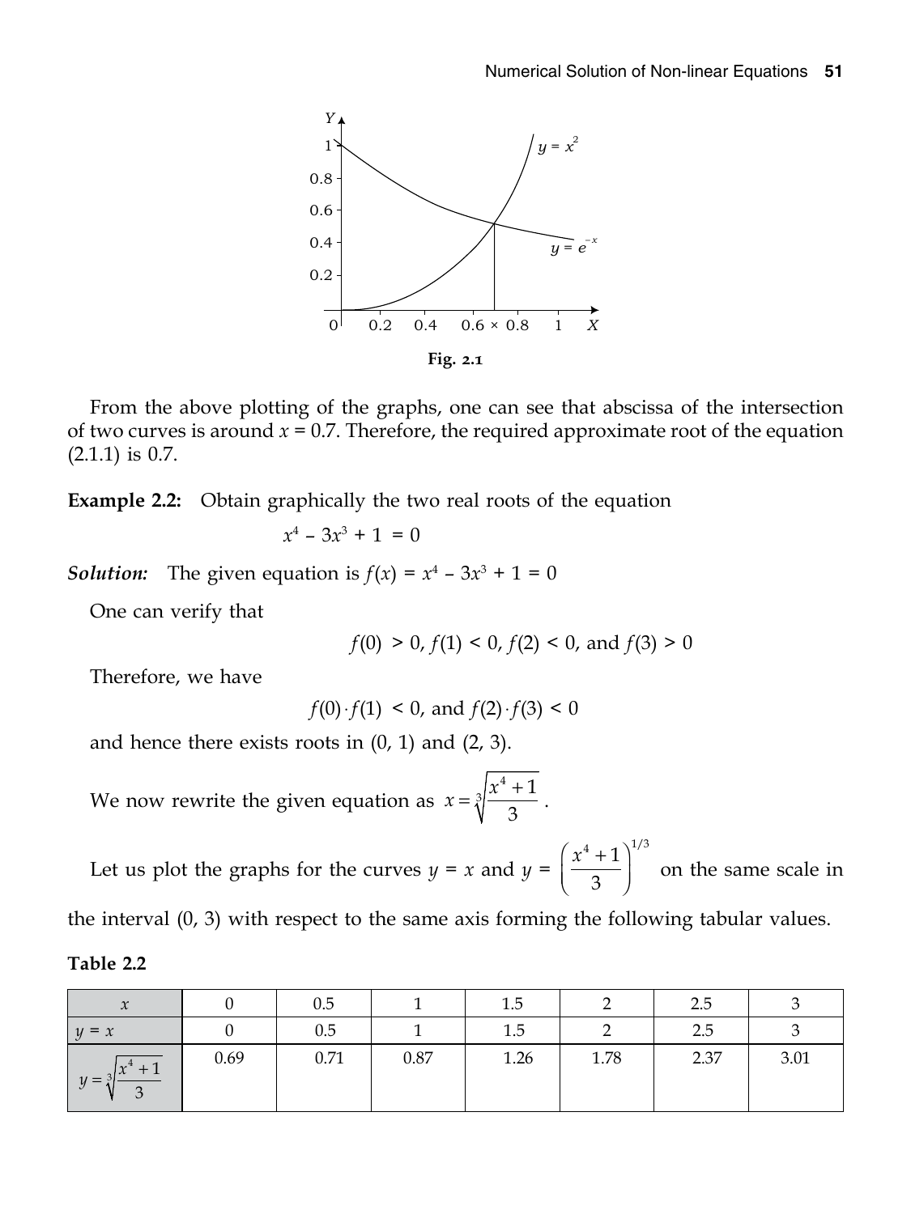Fig. 2.1

From the above plotting of the graphs, one can see that abscissa of the intersection of two curves is around $x = 0.7$. Therefore, the required approximate root of the equation (2.1.1) is 0.7.

**Example 2.2:** Obtain graphically the two real roots of the equation

$$x^4 - 3x^3 + 1 = 0$$

***Solution:*** The given equation is $f(x) = x^4 - 3x^3 + 1 = 0$

One can verify that

$$f(0) > 0, f(1) < 0, f(2) < 0, \text{ and } f(3) > 0$$

Therefore, we have

$$f(0) \cdot f(1) < 0, \text{ and } f(2) \cdot f(3) < 0$$

and hence there exists roots in (0, 1) and (2, 3).

We now rewrite the given equation as $x = \sqrt[3]{\dfrac{x^4+1}{3}}$.

Let us plot the graphs for the curves $y = x$ and $y = \left(\dfrac{x^4+1}{3}\right)^{1/3}$ on the same scale in the interval (0, 3) with respect to the same axis forming the following tabular values.

**Table 2.2**

| $x$ | 0 | 0.5 | 1 | 1.5 | 2 | 2.5 | 3 |
|---|---|---|---|---|---|---|---|
| $y = x$ | 0 | 0.5 | 1 | 1.5 | 2 | 2.5 | 3 |
| $y = \sqrt[3]{\dfrac{x^4+1}{3}}$ | 0.69 | 0.71 | 0.87 | 1.26 | 1.78 | 2.37 | 3.01 |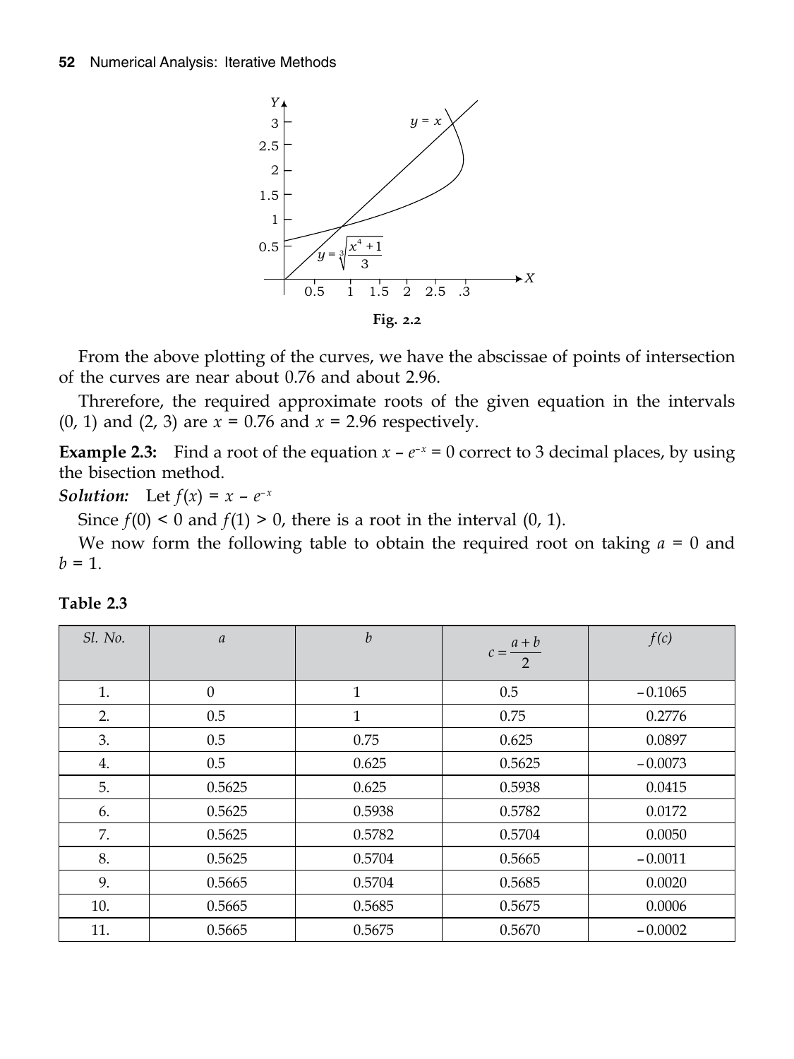Fig. 2.2

From the above plotting of the curves, we have the abscissae of points of intersection of the curves are near about 0.76 and about 2.96.

Threrefore, the required approximate roots of the given equation in the intervals (0, 1) and (2, 3) are $x = 0.76$ and $x = 2.96$ respectively.

**Example 2.3:** Find a root of the equation $x - e^{-x} = 0$ correct to 3 decimal places, by using the bisection method.

***Solution:*** Let $f(x) = x - e^{-x}$

Since $f(0) < 0$ and $f(1) > 0$, there is a root in the interval (0, 1).

We now form the following table to obtain the required root on taking $a = 0$ and $b = 1$.

**Table 2.3**

| Sl. No. | $a$ | $b$ | $c = \dfrac{a+b}{2}$ | $f(c)$ |
|---|---|---|---|---|
| 1. | 0 | 1 | 0.5 | –0.1065 |
| 2. | 0.5 | 1 | 0.75 | 0.2776 |
| 3. | 0.5 | 0.75 | 0.625 | 0.0897 |
| 4. | 0.5 | 0.625 | 0.5625 | –0.0073 |
| 5. | 0.5625 | 0.625 | 0.5938 | 0.0415 |
| 6. | 0.5625 | 0.5938 | 0.5782 | 0.0172 |
| 7. | 0.5625 | 0.5782 | 0.5704 | 0.0050 |
| 8. | 0.5625 | 0.5704 | 0.5665 | –0.0011 |
| 9. | 0.5665 | 0.5704 | 0.5685 | 0.0020 |
| 10. | 0.5665 | 0.5685 | 0.5675 | 0.0006 |
| 11. | 0.5665 | 0.5675 | 0.5670 | –0.0002 |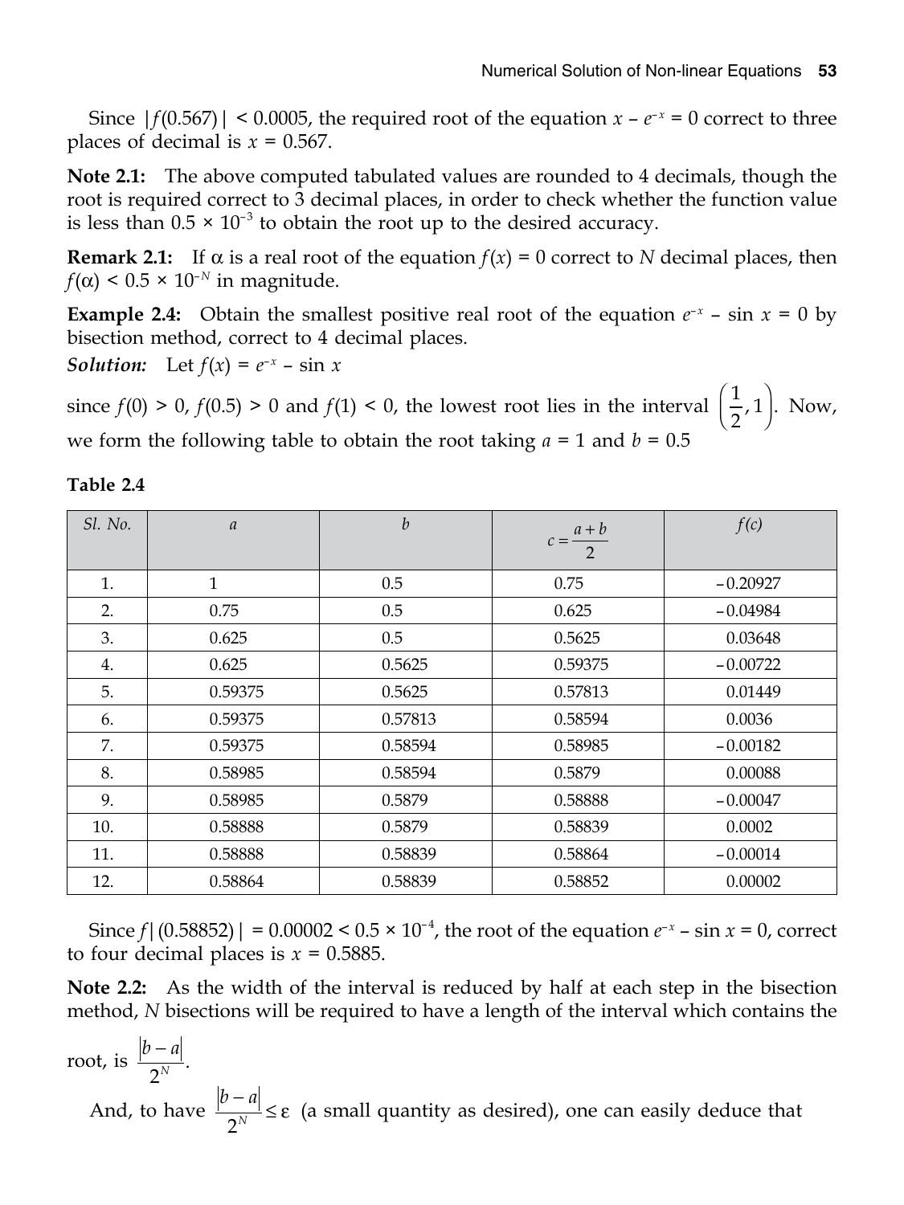Since $|f(0.567)| < 0.0005$, the required root of the equation $x - e^{-x} = 0$ correct to three places of decimal is $x = 0.567$.

**Note 2.1:** The above computed tabulated values are rounded to 4 decimals, though the root is required correct to 3 decimal places, in order to check whether the function value is less than $0.5 \times 10^{-3}$ to obtain the root up to the desired accuracy.

**Remark 2.1:** If $\alpha$ is a real root of the equation $f(x) = 0$ correct to $N$ decimal places, then $f(\alpha) < 0.5 \times 10^{-N}$ in magnitude.

**Example 2.4:** Obtain the smallest positive real root of the equation $e^{-x} - \sin x = 0$ by bisection method, correct to 4 decimal places.

***Solution:*** Let $f(x) = e^{-x} - \sin x$

since $f(0) > 0$, $f(0.5) > 0$ and $f(1) < 0$, the lowest root lies in the interval $\left(\frac{1}{2}, 1\right)$. Now, we form the following table to obtain the root taking $a = 1$ and $b = 0.5$

**Table 2.4**

| Sl. No. | $a$ | $b$ | $c = \frac{a+b}{2}$ | $f(c)$ |
|---|---|---|---|---|
| 1. | 1 | 0.5 | 0.75 | −0.20927 |
| 2. | 0.75 | 0.5 | 0.625 | −0.04984 |
| 3. | 0.625 | 0.5 | 0.5625 | 0.03648 |
| 4. | 0.625 | 0.5625 | 0.59375 | −0.00722 |
| 5. | 0.59375 | 0.5625 | 0.57813 | 0.01449 |
| 6. | 0.59375 | 0.57813 | 0.58594 | 0.0036 |
| 7. | 0.59375 | 0.58594 | 0.58985 | −0.00182 |
| 8. | 0.58985 | 0.58594 | 0.5879 | 0.00088 |
| 9. | 0.58985 | 0.5879 | 0.58888 | −0.00047 |
| 10. | 0.58888 | 0.5879 | 0.58839 | 0.0002 |
| 11. | 0.58888 | 0.58839 | 0.58864 | −0.00014 |
| 12. | 0.58864 | 0.58839 | 0.58852 | 0.00002 |

Since $f|(0.58852)| = 0.00002 < 0.5 \times 10^{-4}$, the root of the equation $e^{-x} - \sin x = 0$, correct to four decimal places is $x = 0.5885$.

**Note 2.2:** As the width of the interval is reduced by half at each step in the bisection method, $N$ bisections will be required to have a length of the interval which contains the root, is $\frac{|b-a|}{2^N}$.

And, to have $\frac{|b-a|}{2^N} \leq \varepsilon$ (a small quantity as desired), one can easily deduce that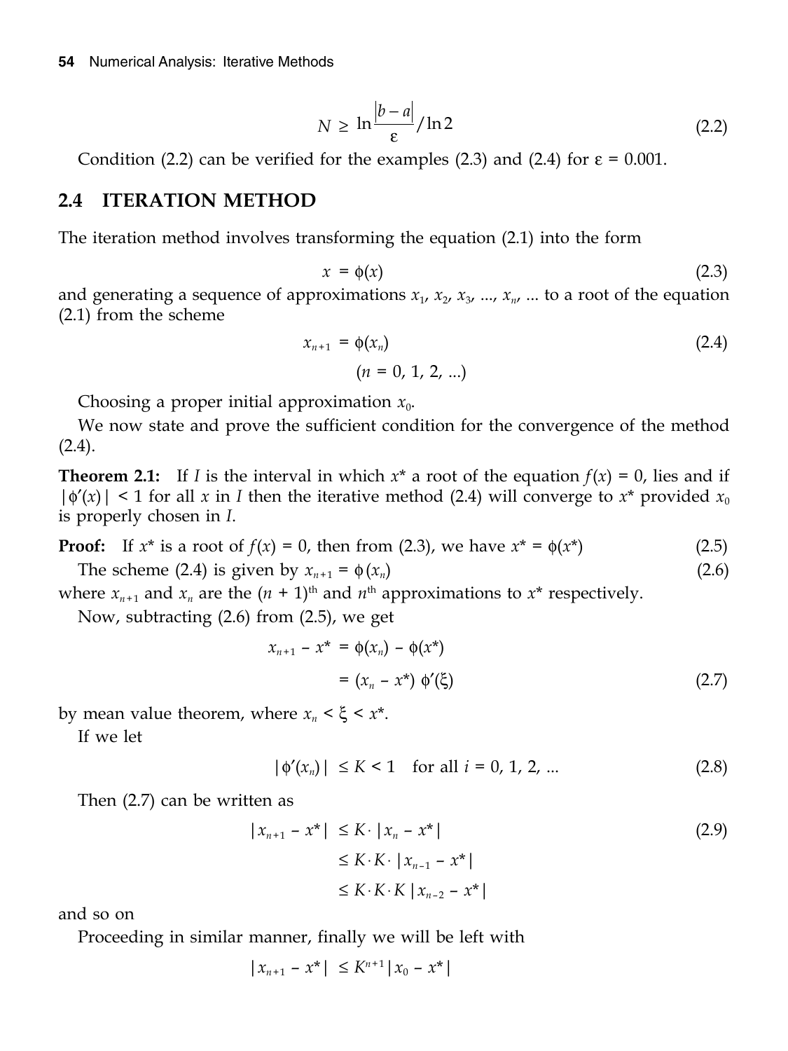$$N \geq \ln\frac{|b-a|}{\varepsilon}/\ln 2 \tag{2.2}$$

Condition (2.2) can be verified for the examples (2.3) and (2.4) for $\varepsilon = 0.001$.

## 2.4 ITERATION METHOD

The iteration method involves transforming the equation (2.1) into the form

$$x = \phi(x) \tag{2.3}$$

and generating a sequence of approximations $x_1, x_2, x_3, ..., x_n, ...$ to a root of the equation (2.1) from the scheme

$$x_{n+1} = \phi(x_n) \tag{2.4}$$

$$(n = 0, 1, 2, ...)$$

Choosing a proper initial approximation $x_0$.

We now state and prove the sufficient condition for the convergence of the method (2.4).

**Theorem 2.1:** If $I$ is the interval in which $x^*$ a root of the equation $f(x) = 0$, lies and if $|\phi'(x)| < 1$ for all $x$ in $I$ then the iterative method (2.4) will converge to $x^*$ provided $x_0$ is properly chosen in $I$.

**Proof:** If $x^*$ is a root of $f(x) = 0$, then from (2.3), we have $x^* = \phi(x^*)$ (2.5)

The scheme (2.4) is given by $x_{n+1} = \phi(x_n)$ (2.6)

where $x_{n+1}$ and $x_n$ are the $(n + 1)^{\text{th}}$ and $n^{\text{th}}$ approximations to $x^*$ respectively.

Now, subtracting (2.6) from (2.5), we get

$$\begin{aligned} x_{n+1} - x^* &= \phi(x_n) - \phi(x^*) \\ &= (x_n - x^*)\,\phi'(\xi) \end{aligned} \tag{2.7}$$

by mean value theorem, where $x_n < \xi < x^*$.

If we let

$$|\phi'(x_n)| \leq K < 1 \quad \text{for all } i = 0, 1, 2, ... \tag{2.8}$$

Then (2.7) can be written as

$$\begin{aligned} |x_{n+1} - x^*| &\leq K \cdot |x_n - x^*| \\ &\leq K \cdot K \cdot |x_{n-1} - x^*| \\ &\leq K \cdot K \cdot K\,|x_{n-2} - x^*| \end{aligned} \tag{2.9}$$

and so on

Proceeding in similar manner, finally we will be left with

$$|x_{n+1} - x^*| \leq K^{n+1}|x_0 - x^*|$$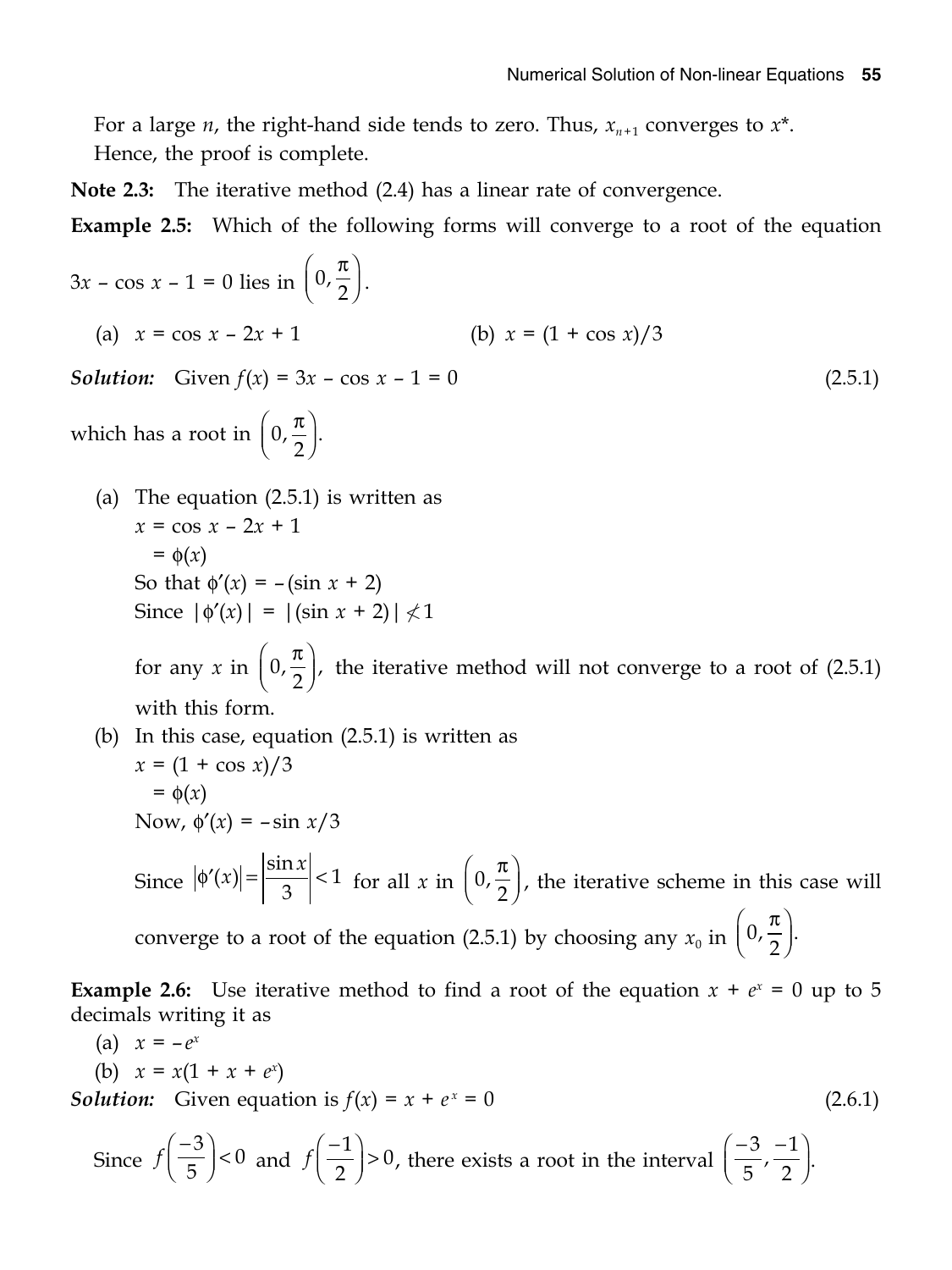For a large $n$, the right-hand side tends to zero. Thus, $x_{n+1}$ converges to $x^*$. Hence, the proof is complete.

**Note 2.3:** The iterative method (2.4) has a linear rate of convergence.

**Example 2.5:** Which of the following forms will converge to a root of the equation $3x - \cos x - 1 = 0$ lies in $\left(0, \frac{\pi}{2}\right)$.

(a) $x = \cos x - 2x + 1$ (b) $x = (1 + \cos x)/3$

***Solution:*** Given $f(x) = 3x - \cos x - 1 = 0$ (2.5.1)

which has a root in $\left(0, \frac{\pi}{2}\right)$.

(a) The equation (2.5.1) is written as

$x = \cos x - 2x + 1$

$= \phi(x)$

So that $\phi'(x) = -(\sin x + 2)$

Since $|\phi'(x)| = |(\sin x + 2)| \not< 1$

for any $x$ in $\left(0, \frac{\pi}{2}\right)$, the iterative method will not converge to a root of (2.5.1) with this form.

(b) In this case, equation (2.5.1) is written as

$x = (1 + \cos x)/3$

$= \phi(x)$

Now, $\phi'(x) = -\sin x/3$

Since $|\phi'(x)| = \left|\frac{\sin x}{3}\right| < 1$ for all $x$ in $\left(0, \frac{\pi}{2}\right)$, the iterative scheme in this case will converge to a root of the equation (2.5.1) by choosing any $x_0$ in $\left(0, \frac{\pi}{2}\right)$.

**Example 2.6:** Use iterative method to find a root of the equation $x + e^x = 0$ up to 5 decimals writing it as

(a) $x = -e^x$

(b) $x = x(1 + x + e^x)$

***Solution:*** Given equation is $f(x) = x + e^x = 0$ (2.6.1)

Since $f\left(\frac{-3}{5}\right) < 0$ and $f\left(\frac{-1}{2}\right) > 0$, there exists a root in the interval $\left(\frac{-3}{5}, \frac{-1}{2}\right)$.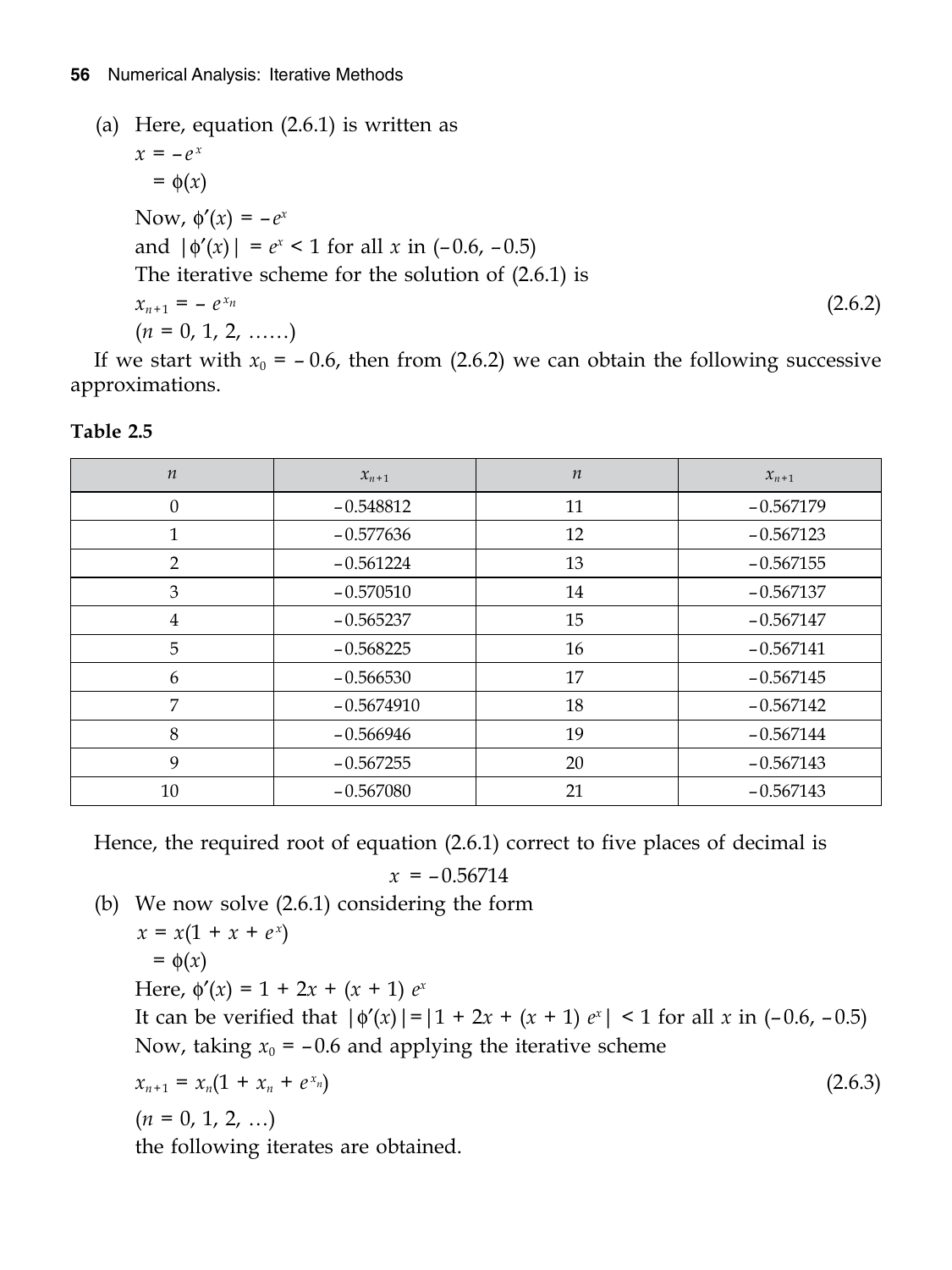(a) Here, equation (2.6.1) is written as

$$x = -e^{x}$$
$$= \phi(x)$$

Now, $\phi'(x) = -e^{x}$

and $|\phi'(x)| = e^{x} < 1$ for all $x$ in $(-0.6, -0.5)$

The iterative scheme for the solution of (2.6.1) is

$$x_{n+1} = -e^{x_n} \tag{2.6.2}$$

$(n = 0, 1, 2, \ldots\ldots)$

If we start with $x_0 = -0.6$, then from (2.6.2) we can obtain the following successive approximations.

**Table 2.5**

| $n$ | $x_{n+1}$ | $n$ | $x_{n+1}$ |
|---|---|---|---|
| 0 | −0.548812 | 11 | −0.567179 |
| 1 | −0.577636 | 12 | −0.567123 |
| 2 | −0.561224 | 13 | −0.567155 |
| 3 | −0.570510 | 14 | −0.567137 |
| 4 | −0.565237 | 15 | −0.567147 |
| 5 | −0.568225 | 16 | −0.567141 |
| 6 | −0.566530 | 17 | −0.567145 |
| 7 | −0.5674910 | 18 | −0.567142 |
| 8 | −0.566946 | 19 | −0.567144 |
| 9 | −0.567255 | 20 | −0.567143 |
| 10 | −0.567080 | 21 | −0.567143 |

Hence, the required root of equation (2.6.1) correct to five places of decimal is

$$x = -0.56714$$

(b) We now solve (2.6.1) considering the form

$$x = x(1 + x + e^{x})$$
$$= \phi(x)$$

Here, $\phi'(x) = 1 + 2x + (x + 1)\, e^{x}$

It can be verified that $|\phi'(x)| = |1 + 2x + (x + 1)\, e^{x}| < 1$ for all $x$ in $(-0.6, -0.5)$

Now, taking $x_0 = -0.6$ and applying the iterative scheme

$$x_{n+1} = x_n(1 + x_n + e^{x_n}) \tag{2.6.3}$$

$(n = 0, 1, 2, \ldots)$

the following iterates are obtained.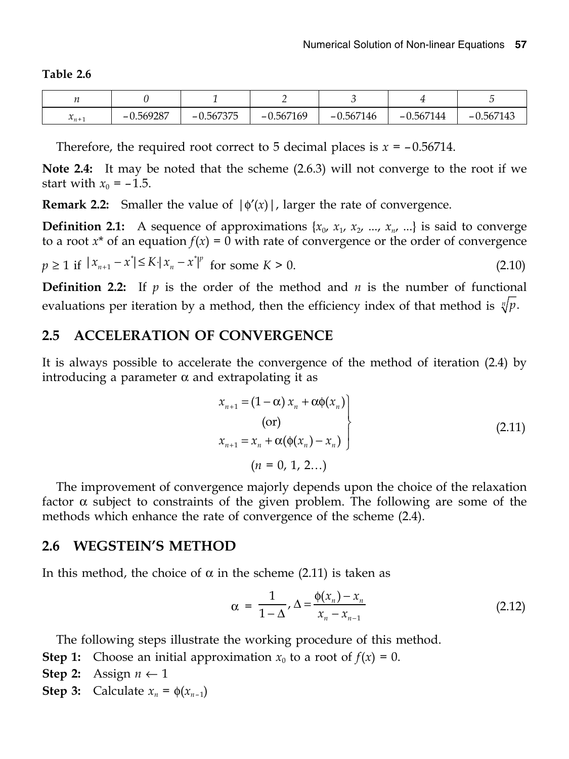**Table 2.6**

| $n$ | $0$ | $1$ | $2$ | $3$ | $4$ | $5$ |
|---|---|---|---|---|---|---|
| $x_{n+1}$ | $-0.569287$ | $-0.567375$ | $-0.567169$ | $-0.567146$ | $-0.567144$ | $-0.567143$ |

Therefore, the required root correct to 5 decimal places is $x = -0.56714$.

**Note 2.4:** It may be noted that the scheme (2.6.3) will not converge to the root if we start with $x_0 = -1.5$.

**Remark 2.2:** Smaller the value of $|\phi'(x)|$, larger the rate of convergence.

**Definition 2.1:** A sequence of approximations $\{x_0, x_1, x_2, ..., x_n, ...\}$ is said to converge to a root $x^*$ of an equation $f(x) = 0$ with rate of convergence or the order of convergence $p \geq 1$ if $|x_{n+1} - x^*| \leq K \cdot |x_n - x^*|^p$ for some $K > 0$. (2.10)

**Definition 2.2:** If $p$ is the order of the method and $n$ is the number of functional evaluations per iteration by a method, then the efficiency index of that method is $\sqrt[n]{p}$.

## 2.5 ACCELERATION OF CONVERGENCE

It is always possible to accelerate the convergence of the method of iteration (2.4) by introducing a parameter $\alpha$ and extrapolating it as

$$\left.\begin{aligned} x_{n+1} &= (1-\alpha)\,x_n + \alpha\phi(x_n) \\ &\text{(or)} \\ x_{n+1} &= x_n + \alpha(\phi(x_n) - x_n) \end{aligned}\right\} \quad (2.11)$$

$$(n = 0, 1, 2\ldots)$$

The improvement of convergence majorly depends upon the choice of the relaxation factor $\alpha$ subject to constraints of the given problem. The following are some of the methods which enhance the rate of convergence of the scheme (2.4).

## 2.6 WEGSTEIN'S METHOD

In this method, the choice of $\alpha$ in the scheme (2.11) is taken as

$$\alpha = \frac{1}{1-\Delta}, \Delta = \frac{\phi(x_n) - x_n}{x_n - x_{n-1}} \quad (2.12)$$

The following steps illustrate the working procedure of this method.

**Step 1:** Choose an initial approximation $x_0$ to a root of $f(x) = 0$.

**Step 2:** Assign $n \leftarrow 1$

**Step 3:** Calculate $x_n = \phi(x_{n-1})$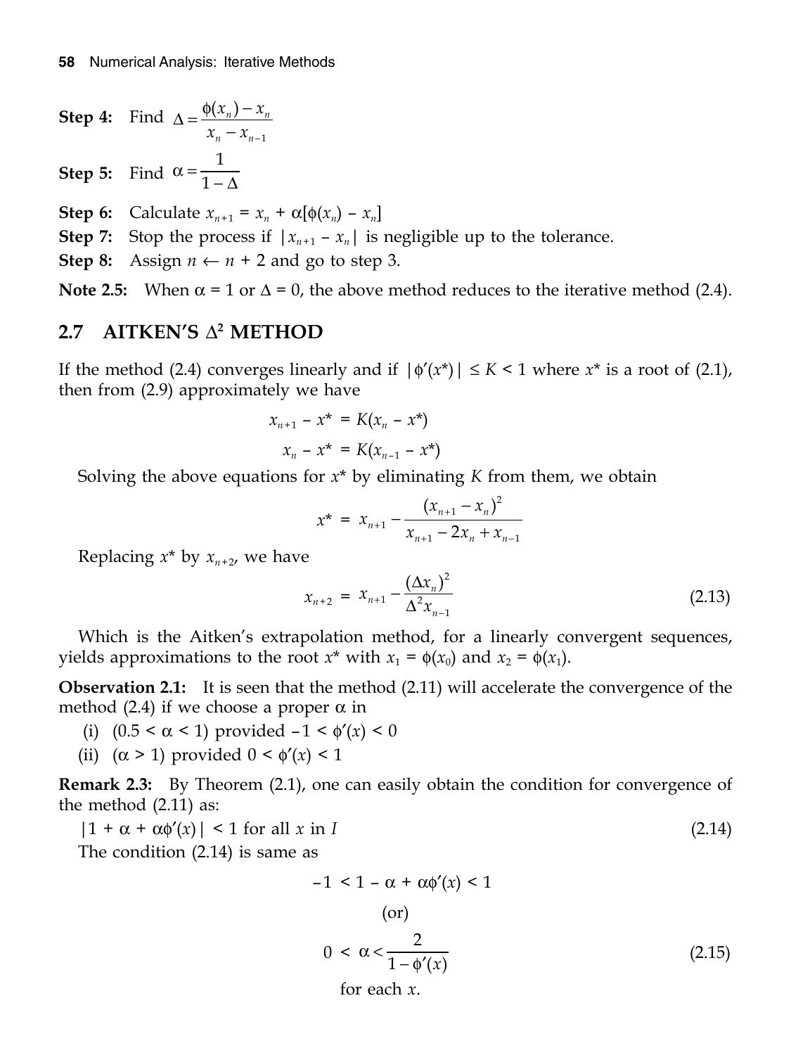**Step 4:** Find $\Delta = \dfrac{\phi(x_n) - x_n}{x_n - x_{n-1}}$

**Step 5:** Find $\alpha = \dfrac{1}{1 - \Delta}$

**Step 6:** Calculate $x_{n+1} = x_n + \alpha[\phi(x_n) - x_n]$

**Step 7:** Stop the process if $|x_{n+1} - x_n|$ is negligible up to the tolerance.

**Step 8:** Assign $n \leftarrow n + 2$ and go to step 3.

**Note 2.5:** When $\alpha = 1$ or $\Delta = 0$, the above method reduces to the iterative method (2.4).

## 2.7 AITKEN'S $\Delta^2$ METHOD

If the method (2.4) converges linearly and if $|\phi'(x^*)| \le K < 1$ where $x^*$ is a root of (2.1), then from (2.9) approximately we have

$$x_{n+1} - x^* = K(x_n - x^*)$$

$$x_n - x^* = K(x_{n-1} - x^*)$$

Solving the above equations for $x^*$ by eliminating $K$ from them, we obtain

$$x^* = x_{n+1} - \frac{(x_{n+1} - x_n)^2}{x_{n+1} - 2x_n + x_{n-1}}$$

Replacing $x^*$ by $x_{n+2}$, we have

$$x_{n+2} = x_{n+1} - \frac{(\Delta x_n)^2}{\Delta^2 x_{n-1}} \tag{2.13}$$

Which is the Aitken's extrapolation method, for a linearly convergent sequences, yields approximations to the root $x^*$ with $x_1 = \phi(x_0)$ and $x_2 = \phi(x_1)$.

**Observation 2.1:** It is seen that the method (2.11) will accelerate the convergence of the method (2.4) if we choose a proper $\alpha$ in

(i) $(0.5 < \alpha < 1)$ provided $-1 < \phi'(x) < 0$

(ii) $(\alpha > 1)$ provided $0 < \phi'(x) < 1$

**Remark 2.3:** By Theorem (2.1), one can easily obtain the condition for convergence of the method (2.11) as:

$$|1 + \alpha + \alpha\phi'(x)| < 1 \text{ for all } x \text{ in } I \tag{2.14}$$

The condition (2.14) is same as

$$-1 < 1 - \alpha + \alpha\phi'(x) < 1$$

(or)

$$0 < \alpha < \frac{2}{1 - \phi'(x)} \tag{2.15}$$

for each $x$.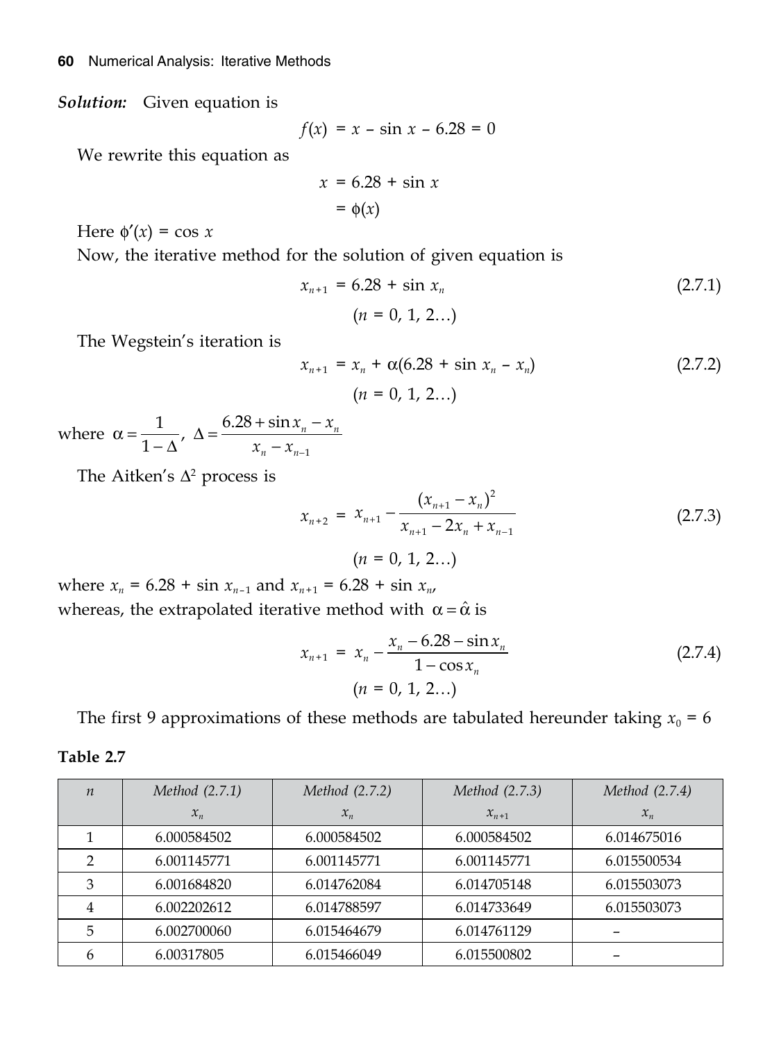***Solution:*** Given equation is

$$f(x) = x - \sin x - 6.28 = 0$$

We rewrite this equation as

$$x = 6.28 + \sin x$$
$$= \phi(x)$$

Here $\phi'(x) = \cos x$

Now, the iterative method for the solution of given equation is

$$x_{n+1} = 6.28 + \sin x_n \tag{2.7.1}$$
$$(n = 0, 1, 2\ldots)$$

The Wegstein's iteration is

$$x_{n+1} = x_n + \alpha(6.28 + \sin x_n - x_n) \tag{2.7.2}$$
$$(n = 0, 1, 2\ldots)$$

where $\alpha = \dfrac{1}{1-\Delta}$, $\Delta = \dfrac{6.28 + \sin x_n - x_n}{x_n - x_{n-1}}$

The Aitken's $\Delta^2$ process is

$$x_{n+2} = x_{n+1} - \frac{(x_{n+1} - x_n)^2}{x_{n+1} - 2x_n + x_{n-1}} \tag{2.7.3}$$
$$(n = 0, 1, 2\ldots)$$

where $x_n = 6.28 + \sin x_{n-1}$ and $x_{n+1} = 6.28 + \sin x_n$,
whereas, the extrapolated iterative method with $\alpha = \hat{\alpha}$ is

$$x_{n+1} = x_n - \frac{x_n - 6.28 - \sin x_n}{1 - \cos x_n} \tag{2.7.4}$$
$$(n = 0, 1, 2\ldots)$$

The first 9 approximations of these methods are tabulated hereunder taking $x_0 = 6$

**Table 2.7**

| $n$ | *Method (2.7.1)* $x_n$ | *Method (2.7.2)* $x_n$ | *Method (2.7.3)* $x_{n+1}$ | *Method (2.7.4)* $x_n$ |
|---|---|---|---|---|
| 1 | 6.000584502 | 6.000584502 | 6.000584502 | 6.014675016 |
| 2 | 6.001145771 | 6.001145771 | 6.001145771 | 6.015500534 |
| 3 | 6.001684820 | 6.014762084 | 6.014705148 | 6.015503073 |
| 4 | 6.002202612 | 6.014788597 | 6.014733649 | 6.015503073 |
| 5 | 6.002700060 | 6.015464679 | 6.014761129 | – |
| 6 | 6.00317805 | 6.015466049 | 6.015500802 | – |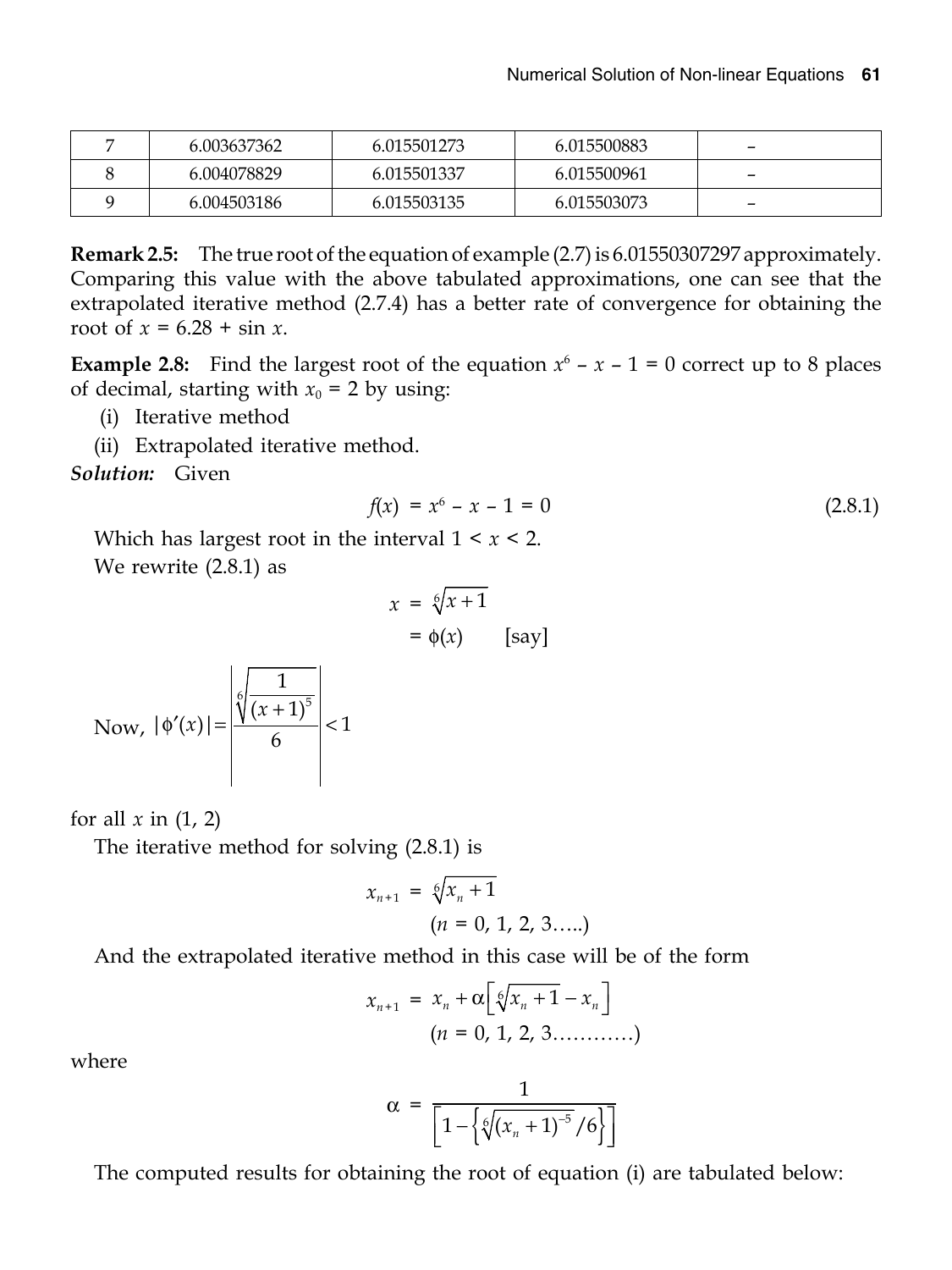| 7 | 6.003637362 | 6.015501273 | 6.015500883 | – |
|---|---|---|---|---|
| 8 | 6.004078829 | 6.015501337 | 6.015500961 | – |
| 9 | 6.004503186 | 6.015503135 | 6.015503073 | – |

**Remark 2.5:** The true root of the equation of example (2.7) is 6.01550307297 approximately. Comparing this value with the above tabulated approximations, one can see that the extrapolated iterative method (2.7.4) has a better rate of convergence for obtaining the root of $x = 6.28 + \sin x$.

**Example 2.8:** Find the largest root of the equation $x^6 - x - 1 = 0$ correct up to 8 places of decimal, starting with $x_0 = 2$ by using:

(i) Iterative method

(ii) Extrapolated iterative method.

***Solution:*** Given

$$f(x) = x^6 - x - 1 = 0 \tag{2.8.1}$$

Which has largest root in the interval $1 < x < 2$.

We rewrite (2.8.1) as

$$x = \sqrt[6]{x+1}$$

$$= \phi(x) \qquad \text{[say]}$$

$$\text{Now, } |\phi'(x)| = \left| \frac{\sqrt[6]{\dfrac{1}{(x+1)^5}}}{6} \right| < 1$$

for all $x$ in (1, 2)

The iterative method for solving (2.8.1) is

$$x_{n+1} = \sqrt[6]{x_n + 1}$$

$$(n = 0, 1, 2, 3\ldots..)$$

And the extrapolated iterative method in this case will be of the form

$$x_{n+1} = x_n + \alpha\left[\sqrt[6]{x_n + 1} - x_n\right]$$

$$(n = 0, 1, 2, 3\ldots\ldots\ldots\ldots)$$

where

$$\alpha = \frac{1}{\left[1 - \left\{\sqrt[6]{(x_n+1)^{-5}}/6\right\}\right]}$$

The computed results for obtaining the root of equation (i) are tabulated below: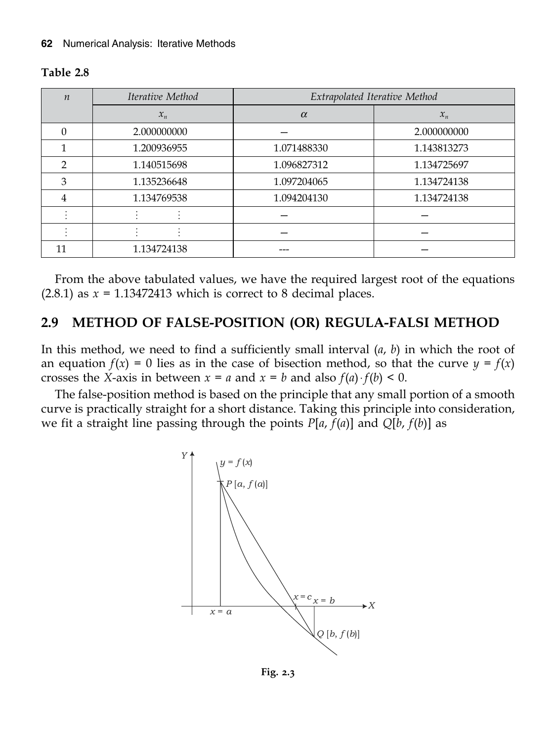**Table 2.8**

| $n$ | *Iterative Method* | *Extrapolated Iterative Method* | |
|---|---|---|---|
| | $x_n$ | $\alpha$ | $x_n$ |
| 0 | 2.000000000 | – | 2.000000000 |
| 1 | 1.200936955 | 1.071488330 | 1.143813273 |
| 2 | 1.140515698 | 1.096827312 | 1.134725697 |
| 3 | 1.135236648 | 1.097204065 | 1.134724138 |
| 4 | 1.134769538 | 1.094204130 | 1.134724138 |
| ⋮ | ⋮ ⋮ | – | – |
| ⋮ | ⋮ ⋮ | – | – |
| 11 | 1.134724138 | --- | – |

From the above tabulated values, we have the required largest root of the equations (2.8.1) as $x = 1.13472413$ which is correct to 8 decimal places.

## 2.9 METHOD OF FALSE-POSITION (OR) REGULA-FALSI METHOD

In this method, we need to find a sufficiently small interval $(a, b)$ in which the root of an equation $f(x) = 0$ lies as in the case of bisection method, so that the curve $y = f(x)$ crosses the $X$-axis in between $x = a$ and $x = b$ and also $f(a) \cdot f(b) < 0$.

The false-position method is based on the principle that any small portion of a smooth curve is practically straight for a short distance. Taking this principle into consideration, we fit a straight line passing through the points $P[a, f(a)]$ and $Q[b, f(b)]$ as

**Fig. 2.3**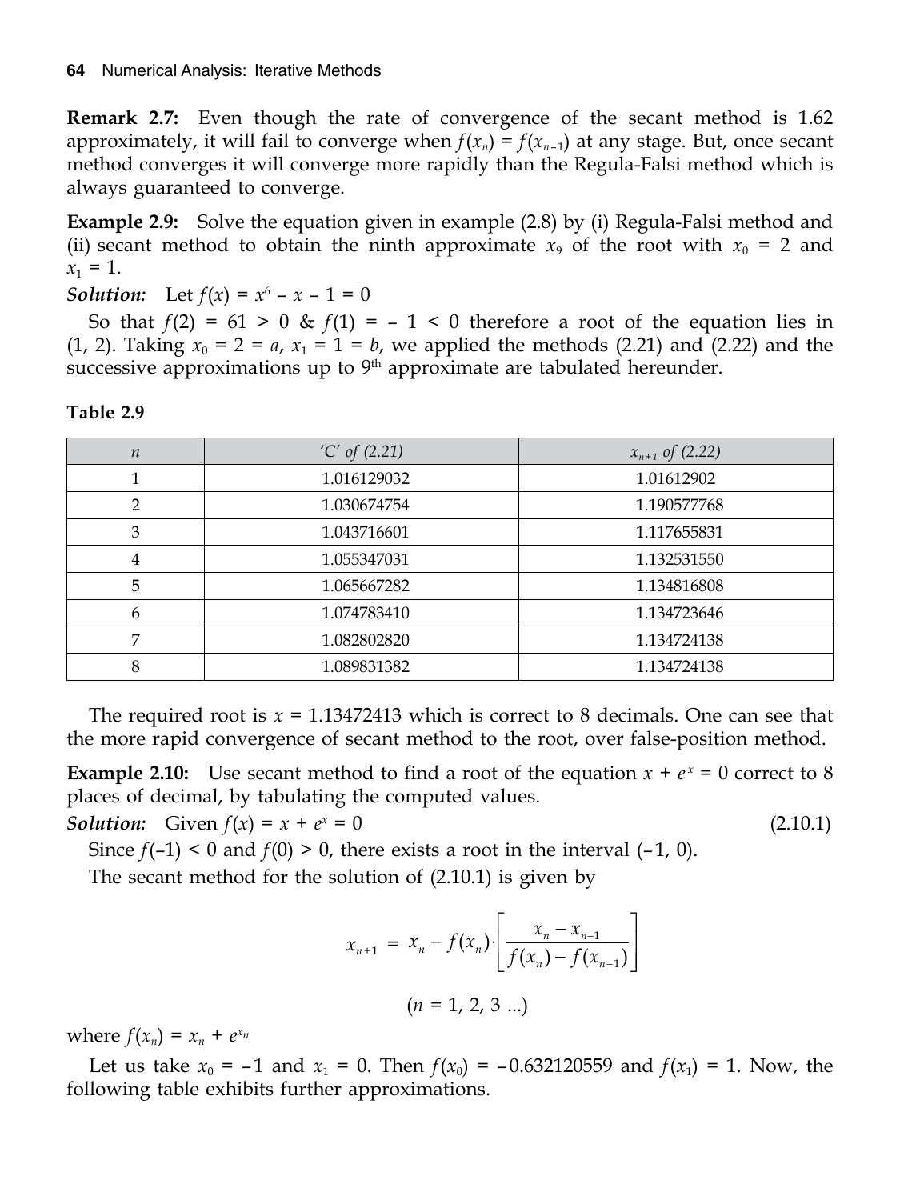**Remark 2.7:** Even though the rate of convergence of the secant method is 1.62 approximately, it will fail to converge when $f(x_n) = f(x_{n-1})$ at any stage. But, once secant method converges it will converge more rapidly than the Regula-Falsi method which is always guaranteed to converge.

**Example 2.9:** Solve the equation given in example (2.8) by (i) Regula-Falsi method and (ii) secant method to obtain the ninth approximate $x_9$ of the root with $x_0 = 2$ and $x_1 = 1$.

***Solution:*** Let $f(x) = x^6 - x - 1 = 0$

So that $f(2) = 61 > 0$ & $f(1) = -1 < 0$ therefore a root of the equation lies in (1, 2). Taking $x_0 = 2 = a$, $x_1 = 1 = b$, we applied the methods (2.21) and (2.22) and the successive approximations up to 9th approximate are tabulated hereunder.

**Table 2.9**

| $n$ | 'C' *of (2.21)* | $x_{n+1}$ *of (2.22)* |
|---|---|---|
| 1 | 1.016129032 | 1.01612902 |
| 2 | 1.030674754 | 1.190577768 |
| 3 | 1.043716601 | 1.117655831 |
| 4 | 1.055347031 | 1.132531550 |
| 5 | 1.065667282 | 1.134816808 |
| 6 | 1.074783410 | 1.134723646 |
| 7 | 1.082802820 | 1.134724138 |
| 8 | 1.089831382 | 1.134724138 |

The required root is $x = 1.13472413$ which is correct to 8 decimals. One can see that the more rapid convergence of secant method to the root, over false-position method.

**Example 2.10:** Use secant method to find a root of the equation $x + e^x = 0$ correct to 8 places of decimal, by tabulating the computed values.

***Solution:*** Given $f(x) = x + e^x = 0$ (2.10.1)

Since $f(-1) < 0$ and $f(0) > 0$, there exists a root in the interval (–1, 0).

The secant method for the solution of (2.10.1) is given by

$$x_{n+1} = x_n - f(x_n) \cdot \left[ \frac{x_n - x_{n-1}}{f(x_n) - f(x_{n-1})} \right]$$

$$(n = 1, 2, 3 \ldots)$$

where $f(x_n) = x_n + e^{x_n}$

Let us take $x_0 = -1$ and $x_1 = 0$. Then $f(x_0) = -0.632120559$ and $f(x_1) = 1$. Now, the following table exhibits further approximations.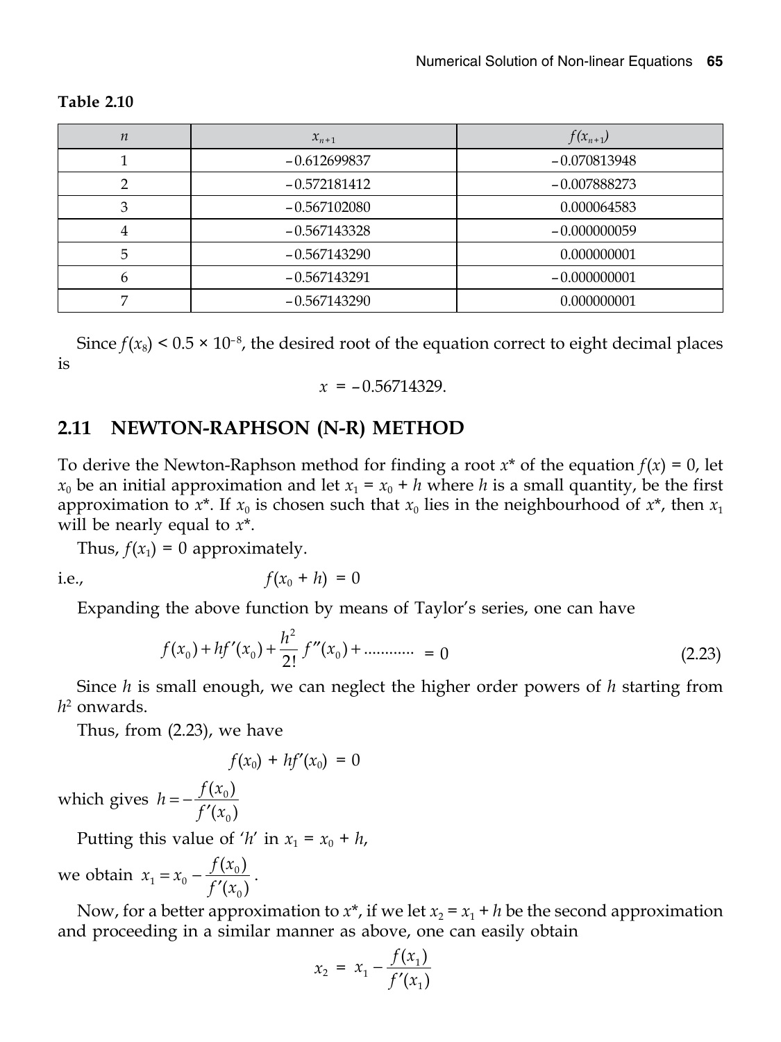**Table 2.10**

| $n$ | $x_{n+1}$ | $f(x_{n+1})$ |
|---|---|---|
| 1 | –0.612699837 | –0.070813948 |
| 2 | –0.572181412 | –0.007888273 |
| 3 | –0.567102080 | 0.000064583 |
| 4 | –0.567143328 | –0.000000059 |
| 5 | –0.567143290 | 0.000000001 |
| 6 | –0.567143291 | –0.000000001 |
| 7 | –0.567143290 | 0.000000001 |

Since $f(x_8) < 0.5 \times 10^{-8}$, the desired root of the equation correct to eight decimal places is

$$x = -0.56714329.$$

## 2.11 NEWTON-RAPHSON (N-R) METHOD

To derive the Newton-Raphson method for finding a root $x^*$ of the equation $f(x) = 0$, let $x_0$ be an initial approximation and let $x_1 = x_0 + h$ where $h$ is a small quantity, be the first approximation to $x^*$. If $x_0$ is chosen such that $x_0$ lies in the neighbourhood of $x^*$, then $x_1$ will be nearly equal to $x^*$.

Thus, $f(x_1) = 0$ approximately.

i.e., $$f(x_0 + h) = 0$$

Expanding the above function by means of Taylor's series, one can have

$$f(x_0) + hf'(x_0) + \frac{h^2}{2!} f''(x_0) + \text{............} = 0 \tag{2.23}$$

Since $h$ is small enough, we can neglect the higher order powers of $h$ starting from $h^2$ onwards.

Thus, from (2.23), we have

$$f(x_0) + hf'(x_0) = 0$$

which gives $h = -\dfrac{f(x_0)}{f'(x_0)}$

Putting this value of '$h$' in $x_1 = x_0 + h$,

we obtain $x_1 = x_0 - \dfrac{f(x_0)}{f'(x_0)}$.

Now, for a better approximation to $x^*$, if we let $x_2 = x_1 + h$ be the second approximation and proceeding in a similar manner as above, one can easily obtain

$$x_2 = x_1 - \frac{f(x_1)}{f'(x_1)}$$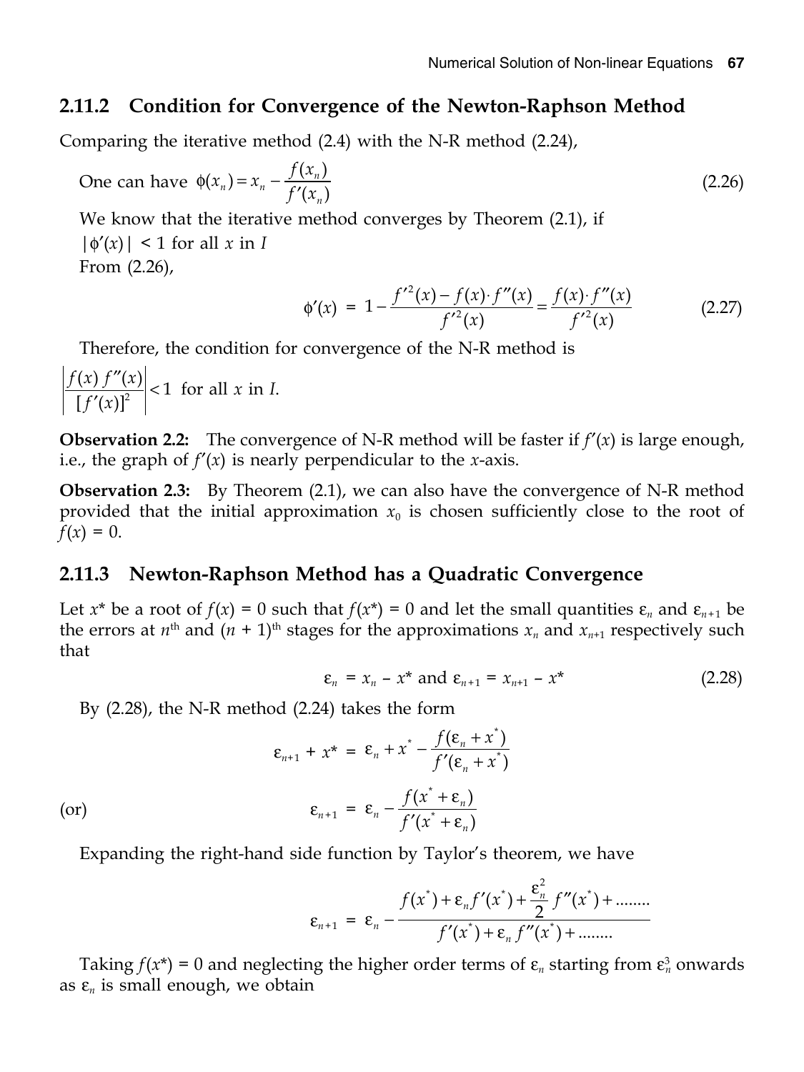### 2.11.2 Condition for Convergence of the Newton-Raphson Method

Comparing the iterative method (2.4) with the N-R method (2.24),

One can have $\phi(x_n) = x_n - \dfrac{f(x_n)}{f'(x_n)}$ (2.26)

We know that the iterative method converges by Theorem (2.1), if

$|\phi'(x)| < 1$ for all $x$ in $I$

From (2.26),

$$\phi'(x) = 1 - \frac{f'^2(x) - f(x)\cdot f''(x)}{f'^2(x)} = \frac{f(x)\cdot f''(x)}{f'^2(x)} \tag{2.27}$$

Therefore, the condition for convergence of the N-R method is

$\left|\dfrac{f(x)\, f''(x)}{[f'(x)]^2}\right| < 1$ for all $x$ in $I$.

**Observation 2.2:** The convergence of N-R method will be faster if $f'(x)$ is large enough, i.e., the graph of $f'(x)$ is nearly perpendicular to the $x$-axis.

**Observation 2.3:** By Theorem (2.1), we can also have the convergence of N-R method provided that the initial approximation $x_0$ is chosen sufficiently close to the root of $f(x) = 0$.

### 2.11.3 Newton-Raphson Method has a Quadratic Convergence

Let $x^*$ be a root of $f(x) = 0$ such that $f(x^*) = 0$ and let the small quantities $\varepsilon_n$ and $\varepsilon_{n+1}$ be the errors at $n^{\text{th}}$ and $(n + 1)^{\text{th}}$ stages for the approximations $x_n$ and $x_{n+1}$ respectively such that

$$\varepsilon_n = x_n - x^* \text{ and } \varepsilon_{n+1} = x_{n+1} - x^* \tag{2.28}$$

By (2.28), the N-R method (2.24) takes the form

$$\varepsilon_{n+1} + x^* = \varepsilon_n + x^* - \frac{f(\varepsilon_n + x^*)}{f'(\varepsilon_n + x^*)}$$

(or)

$$\varepsilon_{n+1} = \varepsilon_n - \frac{f(x^* + \varepsilon_n)}{f'(x^* + \varepsilon_n)}$$

Expanding the right-hand side function by Taylor's theorem, we have

$$\varepsilon_{n+1} = \varepsilon_n - \frac{f(x^*) + \varepsilon_n f'(x^*) + \dfrac{\varepsilon_n^2}{2} f''(x^*) + \ldots\ldots}{f'(x^*) + \varepsilon_n f''(x^*) + \ldots\ldots}$$

Taking $f(x^*) = 0$ and neglecting the higher order terms of $\varepsilon_n$ starting from $\varepsilon_n^3$ onwards as $\varepsilon_n$ is small enough, we obtain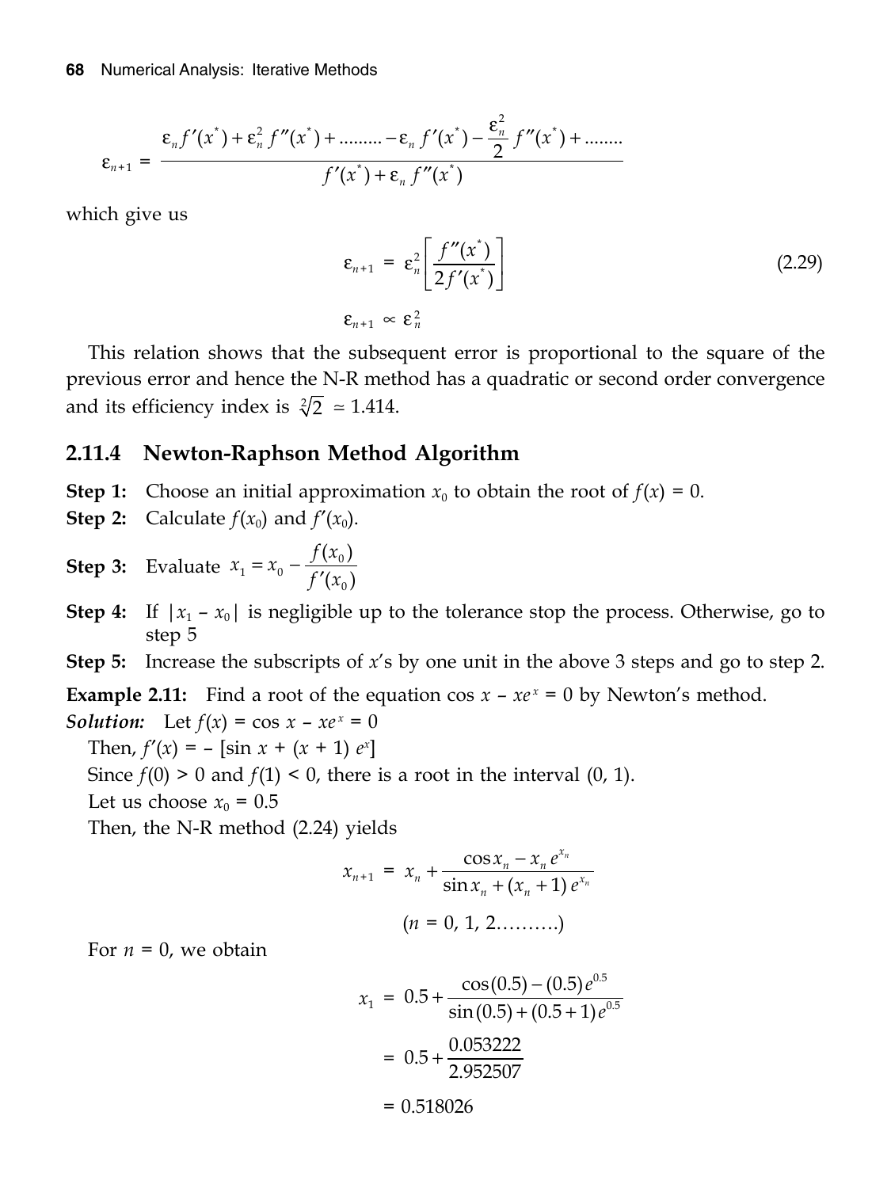$$\varepsilon_{n+1} = \frac{\varepsilon_n f'(x^*) + \varepsilon_n^2 f''(x^*) + \ldots\ldots\ldots - \varepsilon_n f'(x^*) - \dfrac{\varepsilon_n^2}{2} f''(x^*) + \ldots\ldots\ldots}{f'(x^*) + \varepsilon_n f''(x^*)}$$

which give us

$$\varepsilon_{n+1} = \varepsilon_n^2 \left[ \frac{f''(x^*)}{2f'(x^*)} \right] \tag{2.29}$$

$$\varepsilon_{n+1} \propto \varepsilon_n^2$$

This relation shows that the subsequent error is proportional to the square of the previous error and hence the N-R method has a quadratic or second order convergence and its efficiency index is $\sqrt[2]{2} \simeq 1.414$.

### 2.11.4 Newton-Raphson Method Algorithm

**Step 1:** Choose an initial approximation $x_0$ to obtain the root of $f(x) = 0$.

**Step 2:** Calculate $f(x_0)$ and $f'(x_0)$.

**Step 3:** Evaluate $x_1 = x_0 - \dfrac{f(x_0)}{f'(x_0)}$

**Step 4:** If $|x_1 - x_0|$ is negligible up to the tolerance stop the process. Otherwise, go to step 5

**Step 5:** Increase the subscripts of $x$'s by one unit in the above 3 steps and go to step 2.

**Example 2.11:** Find a root of the equation $\cos x - xe^x = 0$ by Newton's method.

***Solution:*** Let $f(x) = \cos x - xe^x = 0$

Then, $f'(x) = -[\sin x + (x + 1)\, e^x]$

Since $f(0) > 0$ and $f(1) < 0$, there is a root in the interval (0, 1).

Let us choose $x_0 = 0.5$

Then, the N-R method (2.24) yields

$$x_{n+1} = x_n + \frac{\cos x_n - x_n\, e^{x_n}}{\sin x_n + (x_n + 1)\, e^{x_n}}$$

$$(n = 0, 1, 2\ldots\ldots\ldots)$$

For $n = 0$, we obtain

$$x_1 = 0.5 + \frac{\cos(0.5) - (0.5)e^{0.5}}{\sin(0.5) + (0.5 + 1)\, e^{0.5}}$$

$$= 0.5 + \frac{0.053222}{2.952507}$$

$$= 0.518026$$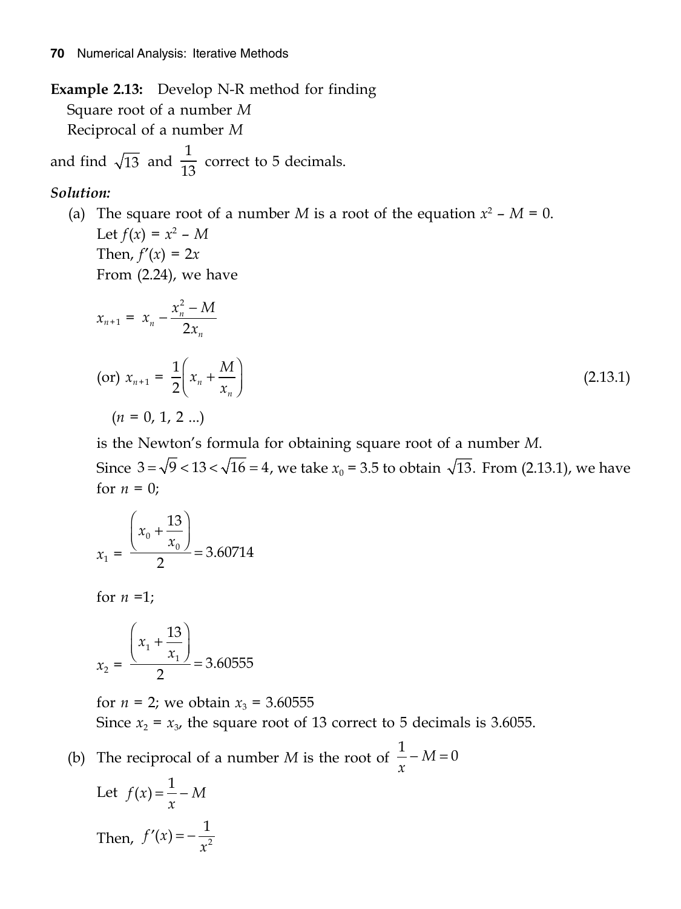**Example 2.13:** Develop N-R method for finding

Square root of a number $M$

Reciprocal of a number $M$

and find $\sqrt{13}$ and $\frac{1}{13}$ correct to 5 decimals.

***Solution:***

(a) The square root of a number $M$ is a root of the equation $x^2 - M = 0$.

Let $f(x) = x^2 - M$

Then, $f'(x) = 2x$

From (2.24), we have

$$x_{n+1} = x_n - \frac{x_n^2 - M}{2x_n}$$

$$\text{(or) } x_{n+1} = \frac{1}{2}\left(x_n + \frac{M}{x_n}\right) \tag{2.13.1}$$

$(n = 0, 1, 2 \ldots)$

is the Newton's formula for obtaining square root of a number $M$.

Since $3 = \sqrt{9} < 13 < \sqrt{16} = 4$, we take $x_0 = 3.5$ to obtain $\sqrt{13}$. From (2.13.1), we have for $n = 0$;

$$x_1 = \frac{\left(x_0 + \frac{13}{x_0}\right)}{2} = 3.60714$$

for $n = 1$;

$$x_2 = \frac{\left(x_1 + \frac{13}{x_1}\right)}{2} = 3.60555$$

for $n = 2$; we obtain $x_3 = 3.60555$

Since $x_2 = x_3$, the square root of 13 correct to 5 decimals is 3.6055.

(b) The reciprocal of a number $M$ is the root of $\frac{1}{x} - M = 0$

Let $f(x) = \frac{1}{x} - M$

Then, $f'(x) = -\frac{1}{x^2}$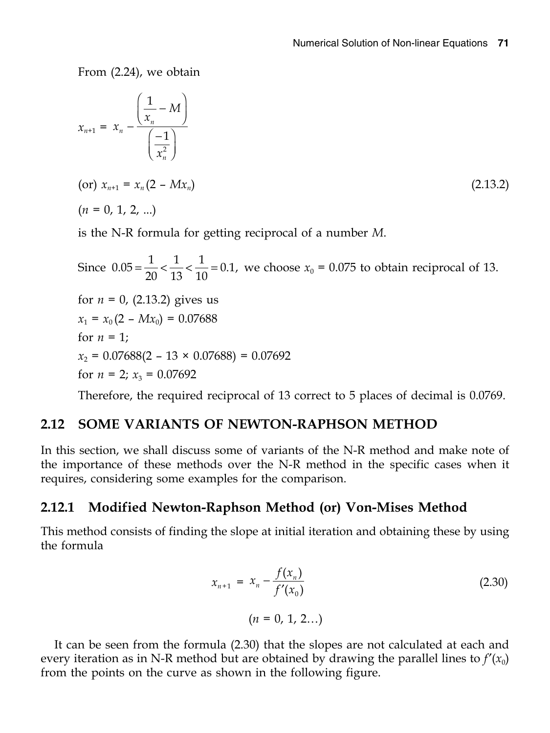From (2.24), we obtain

$$x_{n+1} = x_n - \frac{\left(\dfrac{1}{x_n} - M\right)}{\left(\dfrac{-1}{x_n^2}\right)}$$

(or) $x_{n+1} = x_n(2 - Mx_n)$ (2.13.2)

$(n = 0, 1, 2, ...)$

is the N-R formula for getting reciprocal of a number $M$.

Since $0.05 = \frac{1}{20} < \frac{1}{13} < \frac{1}{10} = 0.1$, we choose $x_0 = 0.075$ to obtain reciprocal of 13.

for $n = 0$, (2.13.2) gives us

$x_1 = x_0(2 - Mx_0) = 0.07688$

for $n = 1$;

$x_2 = 0.07688(2 - 13 \times 0.07688) = 0.07692$

for $n = 2$; $x_3 = 0.07692$

Therefore, the required reciprocal of 13 correct to 5 places of decimal is 0.0769.

## 2.12 SOME VARIANTS OF NEWTON-RAPHSON METHOD

In this section, we shall discuss some of variants of the N-R method and make note of the importance of these methods over the N-R method in the specific cases when it requires, considering some examples for the comparison.

### 2.12.1 Modified Newton-Raphson Method (or) Von-Mises Method

This method consists of finding the slope at initial iteration and obtaining these by using the formula

$$x_{n+1} = x_n - \frac{f(x_n)}{f'(x_0)} \tag{2.30}$$

$$(n = 0, 1, 2\ldots)$$

It can be seen from the formula (2.30) that the slopes are not calculated at each and every iteration as in N-R method but are obtained by drawing the parallel lines to $f'(x_0)$ from the points on the curve as shown in the following figure.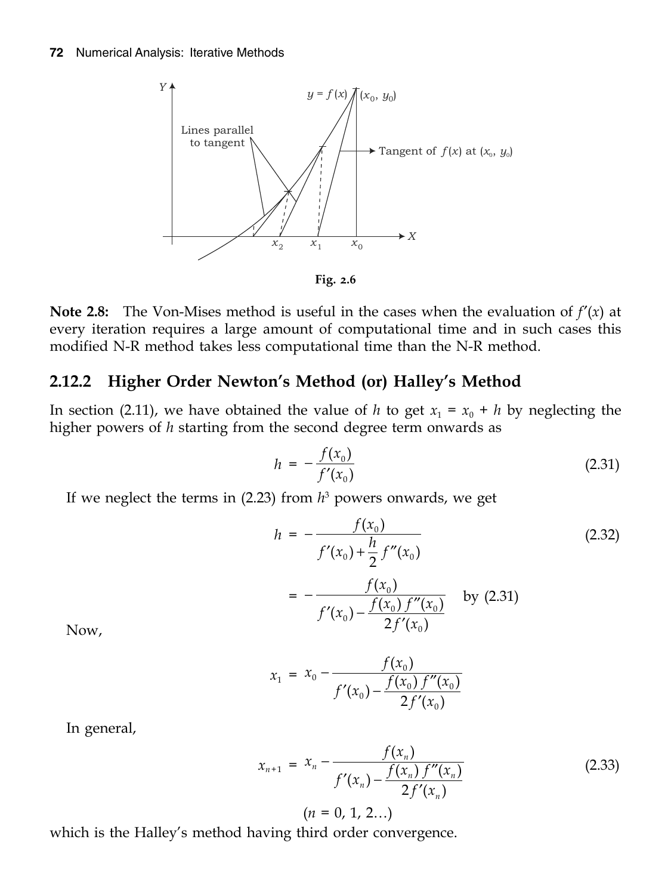Fig. 2.6

**Note 2.8:** The Von-Mises method is useful in the cases when the evaluation of $f'(x)$ at every iteration requires a large amount of computational time and in such cases this modified N-R method takes less computational time than the N-R method.

### 2.12.2 Higher Order Newton's Method (or) Halley's Method

In section (2.11), we have obtained the value of $h$ to get $x_1 = x_0 + h$ by neglecting the higher powers of $h$ starting from the second degree term onwards as

$$h = -\frac{f(x_0)}{f'(x_0)} \tag{2.31}$$

If we neglect the terms in (2.23) from $h^3$ powers onwards, we get

$$h = -\frac{f(x_0)}{f'(x_0) + \frac{h}{2} f''(x_0)} \tag{2.32}$$

$$= -\frac{f(x_0)}{f'(x_0) - \frac{f(x_0)\, f''(x_0)}{2f'(x_0)}} \quad \text{by (2.31)}$$

Now,

$$x_1 = x_0 - \frac{f(x_0)}{f'(x_0) - \frac{f(x_0)\, f''(x_0)}{2f'(x_0)}}$$

In general,

$$x_{n+1} = x_n - \frac{f(x_n)}{f'(x_n) - \frac{f(x_n)\, f''(x_n)}{2f'(x_n)}} \tag{2.33}$$

$$(n = 0, 1, 2\ldots)$$

which is the Halley's method having third order convergence.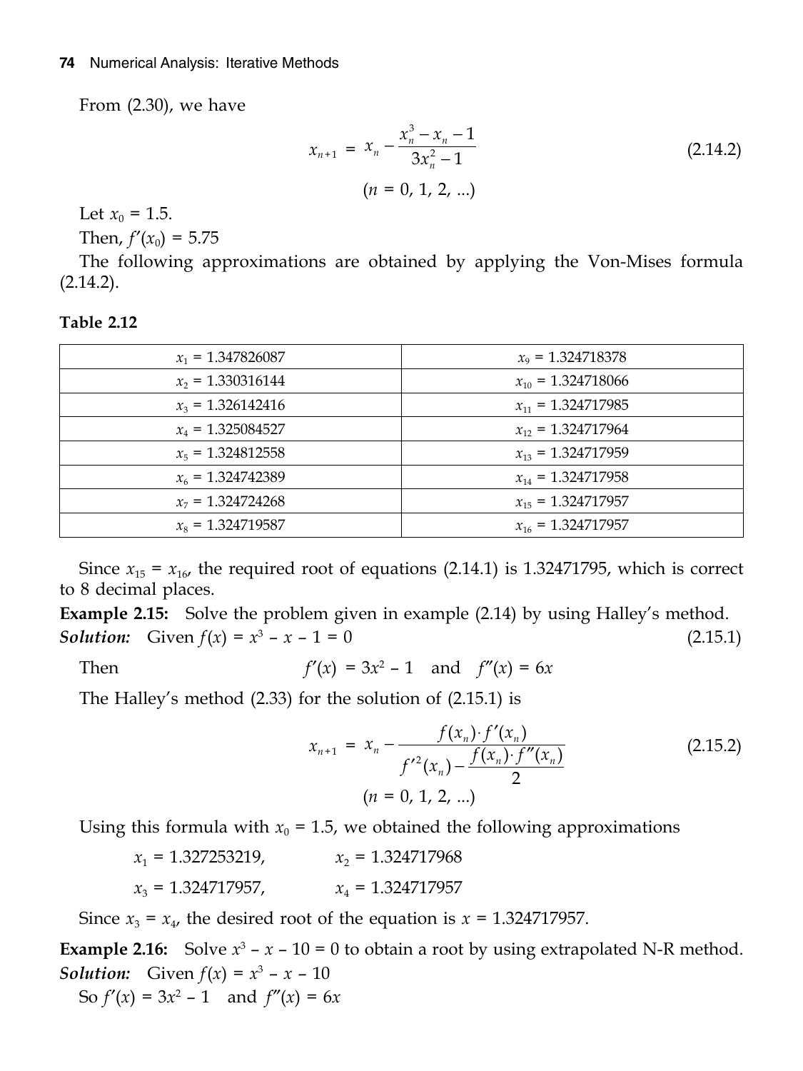From (2.30), we have

$$x_{n+1} = x_n - \frac{x_n^3 - x_n - 1}{3x_n^2 - 1} \tag{2.14.2}$$

$$(n = 0, 1, 2, ...)$$

Let $x_0 = 1.5$.

Then, $f'(x_0) = 5.75$

The following approximations are obtained by applying the Von-Mises formula (2.14.2).

**Table 2.12**

| | |
|---|---|
| $x_1 = 1.347826087$ | $x_9 = 1.324718378$ |
| $x_2 = 1.330316144$ | $x_{10} = 1.324718066$ |
| $x_3 = 1.326142416$ | $x_{11} = 1.324717985$ |
| $x_4 = 1.325084527$ | $x_{12} = 1.324717964$ |
| $x_5 = 1.324812558$ | $x_{13} = 1.324717959$ |
| $x_6 = 1.324742389$ | $x_{14} = 1.324717958$ |
| $x_7 = 1.324724268$ | $x_{15} = 1.324717957$ |
| $x_8 = 1.324719587$ | $x_{16} = 1.324717957$ |

Since $x_{15} = x_{16}$, the required root of equations (2.14.1) is 1.32471795, which is correct to 8 decimal places.

**Example 2.15:** Solve the problem given in example (2.14) by using Halley's method.

***Solution:*** Given $f(x) = x^3 - x - 1 = 0$ (2.15.1)

Then $f'(x) = 3x^2 - 1$ and $f''(x) = 6x$

The Halley's method (2.33) for the solution of (2.15.1) is

$$x_{n+1} = x_n - \frac{f(x_n) \cdot f'(x_n)}{f'^2(x_n) - \dfrac{f(x_n) \cdot f''(x_n)}{2}} \tag{2.15.2}$$

$$(n = 0, 1, 2, ...)$$

Using this formula with $x_0 = 1.5$, we obtained the following approximations

$x_1 = 1.327253219$, $x_2 = 1.324717968$

$x_3 = 1.324717957$, $x_4 = 1.324717957$

Since $x_3 = x_4$, the desired root of the equation is $x = 1.324717957$.

**Example 2.16:** Solve $x^3 - x - 10 = 0$ to obtain a root by using extrapolated N-R method.

***Solution:*** Given $f(x) = x^3 - x - 10$

So $f'(x) = 3x^2 - 1$ and $f''(x) = 6x$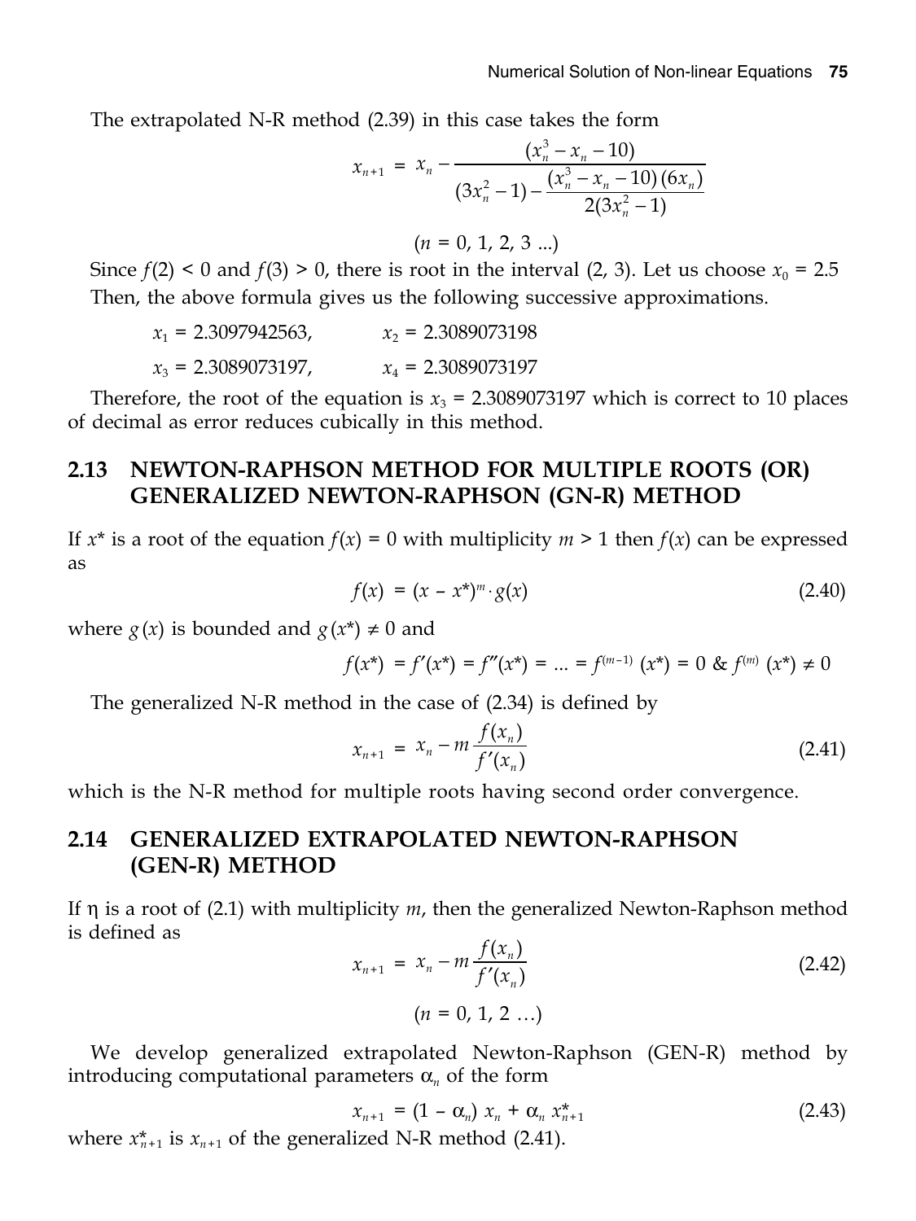The extrapolated N-R method (2.39) in this case takes the form

$$x_{n+1} = x_n - \frac{(x_n^3 - x_n - 10)}{(3x_n^2 - 1) - \dfrac{(x_n^3 - x_n - 10)(6x_n)}{2(3x_n^2 - 1)}}$$

$$(n = 0, 1, 2, 3 \ldots)$$

Since $f(2) < 0$ and $f(3) > 0$, there is root in the interval (2, 3). Let us choose $x_0 = 2.5$

Then, the above formula gives us the following successive approximations.

$x_1 = 2.3097942563$, $\quad x_2 = 2.3089073198$

$x_3 = 2.3089073197$, $\quad x_4 = 2.3089073197$

Therefore, the root of the equation is $x_3 = 2.3089073197$ which is correct to 10 places of decimal as error reduces cubically in this method.

## 2.13 NEWTON-RAPHSON METHOD FOR MULTIPLE ROOTS (OR) GENERALIZED NEWTON-RAPHSON (GN-R) METHOD

If $x^*$ is a root of the equation $f(x) = 0$ with multiplicity $m > 1$ then $f(x)$ can be expressed as

$$f(x) = (x - x^*)^m \cdot g(x) \tag{2.40}$$

where $g(x)$ is bounded and $g(x^*) \neq 0$ and

$$f(x^*) = f'(x^*) = f''(x^*) = \ldots = f^{(m-1)}(x^*) = 0 \;\&\; f^{(m)}(x^*) \neq 0$$

The generalized N-R method in the case of (2.34) is defined by

$$x_{n+1} = x_n - m\frac{f(x_n)}{f'(x_n)} \tag{2.41}$$

which is the N-R method for multiple roots having second order convergence.

## 2.14 GENERALIZED EXTRAPOLATED NEWTON-RAPHSON (GEN-R) METHOD

If $\eta$ is a root of (2.1) with multiplicity $m$, then the generalized Newton-Raphson method is defined as

$$x_{n+1} = x_n - m\frac{f(x_n)}{f'(x_n)} \tag{2.42}$$

$$(n = 0, 1, 2 \ldots)$$

We develop generalized extrapolated Newton-Raphson (GEN-R) method by introducing computational parameters $\alpha_n$ of the form

$$x_{n+1} = (1 - \alpha_n)\, x_n + \alpha_n\, x_{n+1}^* \tag{2.43}$$

where $x_{n+1}^*$ is $x_{n+1}$ of the generalized N-R method (2.41).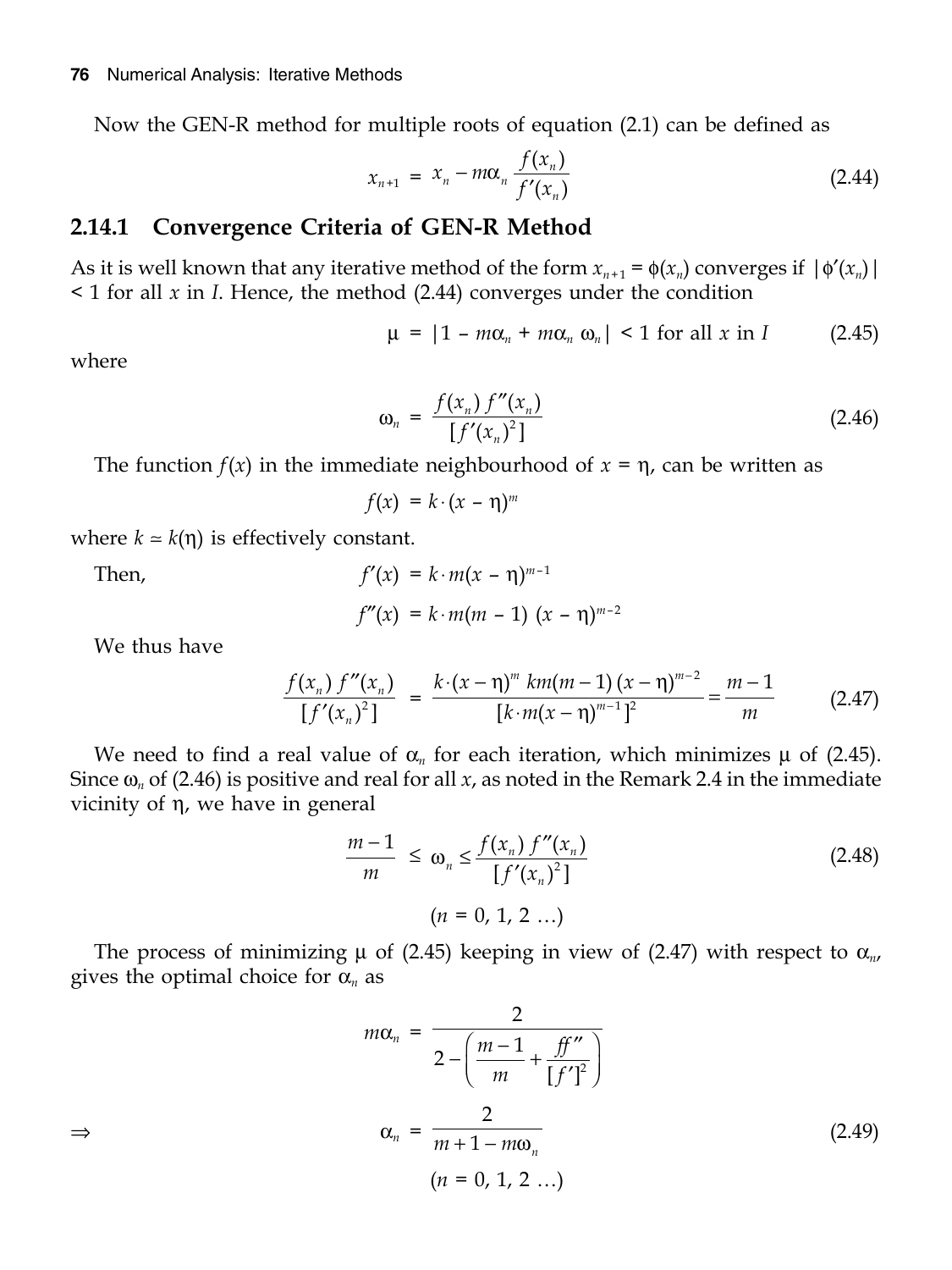Now the GEN-R method for multiple roots of equation (2.1) can be defined as

$$x_{n+1} = x_n - m\alpha_n \frac{f(x_n)}{f'(x_n)} \tag{2.44}$$

### 2.14.1 Convergence Criteria of GEN-R Method

As it is well known that any iterative method of the form $x_{n+1} = \phi(x_n)$ converges if $|\phi'(x_n)| < 1$ for all $x$ in $I$. Hence, the method (2.44) converges under the condition

$$\mu = |1 - m\alpha_n + m\alpha_n\, \omega_n| < 1 \text{ for all } x \text{ in } I \tag{2.45}$$

where

$$\omega_n = \frac{f(x_n)\, f''(x_n)}{[f'(x_n)^2]} \tag{2.46}$$

The function $f(x)$ in the immediate neighbourhood of $x = \eta$, can be written as

$$f(x) = k \cdot (x - \eta)^m$$

where $k \simeq k(\eta)$ is effectively constant.

Then,

$$f'(x) = k \cdot m(x - \eta)^{m-1}$$

$$f''(x) = k \cdot m(m-1)\,(x - \eta)^{m-2}$$

We thus have

$$\frac{f(x_n)\, f''(x_n)}{[f'(x_n)^2]} = \frac{k \cdot (x-\eta)^m\; km(m-1)\,(x-\eta)^{m-2}}{[k \cdot m(x-\eta)^{m-1}]^2} = \frac{m-1}{m} \tag{2.47}$$

We need to find a real value of $\alpha_n$ for each iteration, which minimizes $\mu$ of (2.45). Since $\omega_n$ of (2.46) is positive and real for all $x$, as noted in the Remark 2.4 in the immediate vicinity of $\eta$, we have in general

$$\frac{m-1}{m} \le \omega_n \le \frac{f(x_n)\, f''(x_n)}{[f'(x_n)^2]} \tag{2.48}$$

$$(n = 0, 1, 2 \ldots)$$

The process of minimizing $\mu$ of (2.45) keeping in view of (2.47) with respect to $\alpha_n$, gives the optimal choice for $\alpha_n$ as

$$m\alpha_n = \frac{2}{2 - \left(\dfrac{m-1}{m} + \dfrac{ff''}{[f']^2}\right)}$$

$$\Rightarrow \qquad \alpha_n = \frac{2}{m + 1 - m\omega_n} \tag{2.49}$$

$$(n = 0, 1, 2 \ldots)$$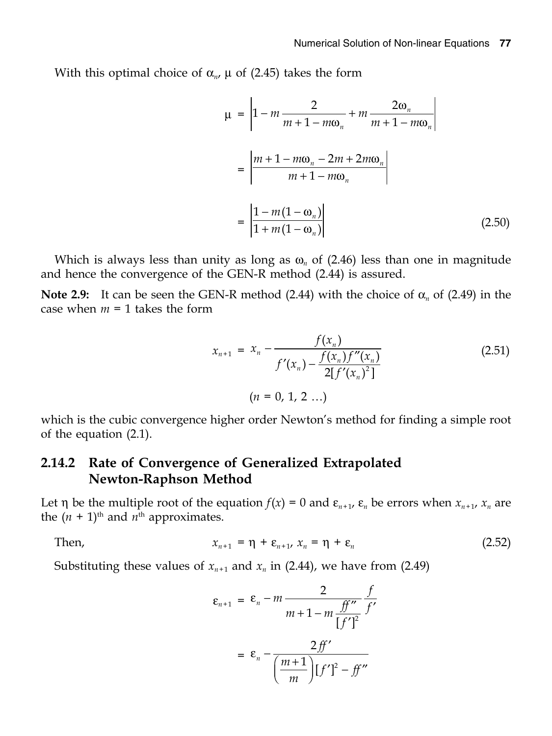With this optimal choice of $\alpha_n$, $\mu$ of (2.45) takes the form

$$\mu = \left|1 - m\frac{2}{m+1-m\omega_n} + m\frac{2\omega_n}{m+1-m\omega_n}\right|$$

$$= \left|\frac{m+1-m\omega_n - 2m + 2m\omega_n}{m+1-m\omega_n}\right|$$

$$= \left|\frac{1-m(1-\omega_n)}{1+m(1-\omega_n)}\right| \tag{2.50}$$

Which is always less than unity as long as $\omega_n$ of (2.46) less than one in magnitude and hence the convergence of the GEN-R method (2.44) is assured.

**Note 2.9:** It can be seen the GEN-R method (2.44) with the choice of $\alpha_n$ of (2.49) in the case when $m = 1$ takes the form

$$x_{n+1} = x_n - \frac{f(x_n)}{f'(x_n) - \dfrac{f(x_n)f''(x_n)}{2[f'(x_n)^2]}} \tag{2.51}$$

$$(n = 0, 1, 2 \ldots)$$

which is the cubic convergence higher order Newton's method for finding a simple root of the equation (2.1).

### 2.14.2 Rate of Convergence of Generalized Extrapolated Newton-Raphson Method

Let $\eta$ be the multiple root of the equation $f(x) = 0$ and $\varepsilon_{n+1}$, $\varepsilon_n$ be errors when $x_{n+1}$, $x_n$ are the $(n + 1)^{\text{th}}$ and $n^{\text{th}}$ approximates.

Then,
$$x_{n+1} = \eta + \varepsilon_{n+1},\ x_n = \eta + \varepsilon_n \tag{2.52}$$

Substituting these values of $x_{n+1}$ and $x_n$ in (2.44), we have from (2.49)

$$\varepsilon_{n+1} = \varepsilon_n - m\frac{2}{m+1-m\dfrac{ff''}{[f']^2}}\frac{f}{f'}$$

$$= \varepsilon_n - \frac{2ff'}{\left(\dfrac{m+1}{m}\right)[f']^2 - ff''}$$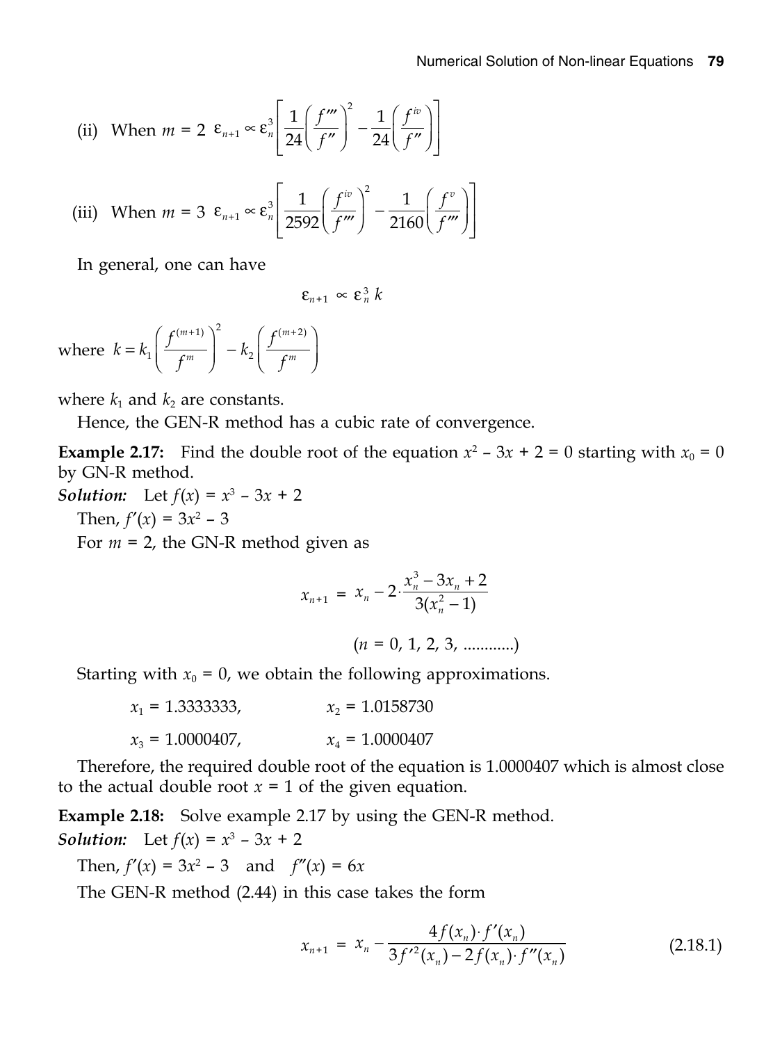(ii) When $m = 2$ $\varepsilon_{n+1} \propto \varepsilon_n^3 \left[ \frac{1}{24}\left(\frac{f'''}{f''}\right)^2 - \frac{1}{24}\left(\frac{f^{iv}}{f''}\right) \right]$

(iii) When $m = 3$ $\varepsilon_{n+1} \propto \varepsilon_n^3 \left[ \frac{1}{2592}\left(\frac{f^{iv}}{f'''}\right)^2 - \frac{1}{2160}\left(\frac{f^{v}}{f'''}\right) \right]$

In general, one can have

$$\varepsilon_{n+1} \propto \varepsilon_n^3 \, k$$

where $k = k_1 \left(\frac{f^{(m+1)}}{f^m}\right)^2 - k_2 \left(\frac{f^{(m+2)}}{f^m}\right)$

where $k_1$ and $k_2$ are constants.

Hence, the GEN-R method has a cubic rate of convergence.

**Example 2.17:** Find the double root of the equation $x^2 - 3x + 2 = 0$ starting with $x_0 = 0$ by GN-R method.

***Solution:*** Let $f(x) = x^3 - 3x + 2$

Then, $f'(x) = 3x^2 - 3$

For $m = 2$, the GN-R method given as

$$x_{n+1} = x_n - 2 \cdot \frac{x_n^3 - 3x_n + 2}{3(x_n^2 - 1)}$$

$$(n = 0, 1, 2, 3, \ldots\ldots\ldots\ldots)$$

Starting with $x_0 = 0$, we obtain the following approximations.

$x_1 = 1.3333333,$ $\quad x_2 = 1.0158730$

$x_3 = 1.0000407,$ $\quad x_4 = 1.0000407$

Therefore, the required double root of the equation is 1.0000407 which is almost close to the actual double root $x = 1$ of the given equation.

**Example 2.18:** Solve example 2.17 by using the GEN-R method.

***Solution:*** Let $f(x) = x^3 - 3x + 2$

Then, $f'(x) = 3x^2 - 3$ and $f''(x) = 6x$

The GEN-R method (2.44) in this case takes the form

$$x_{n+1} = x_n - \frac{4f(x_n) \cdot f'(x_n)}{3f'^2(x_n) - 2f(x_n) \cdot f''(x_n)} \tag{2.18.1}$$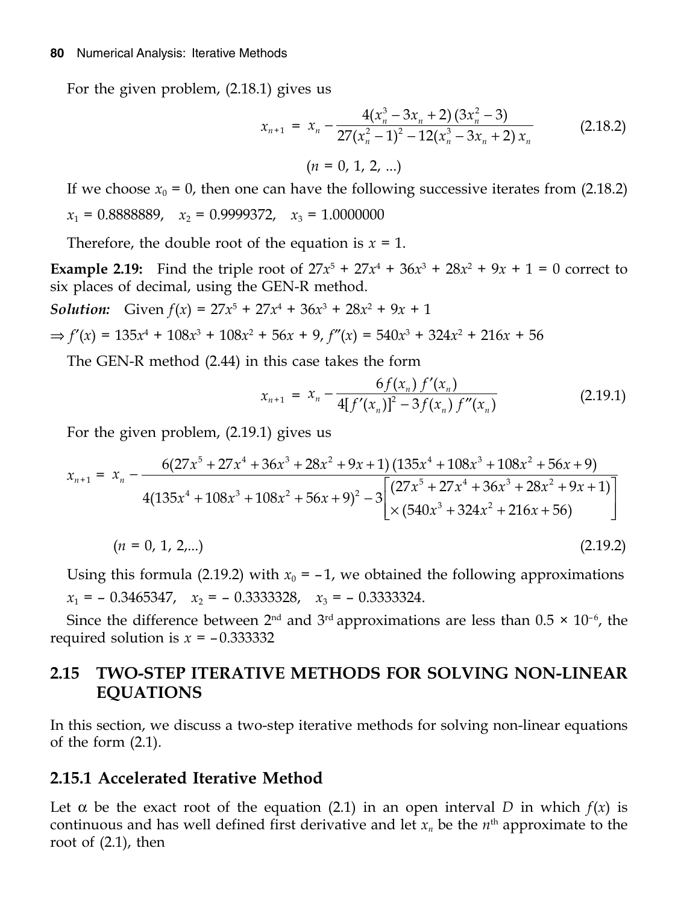For the given problem, (2.18.1) gives us

$$x_{n+1} = x_n - \frac{4(x_n^3 - 3x_n + 2)(3x_n^2 - 3)}{27(x_n^2 - 1)^2 - 12(x_n^3 - 3x_n + 2)\,x_n} \tag{2.18.2}$$

$$(n = 0, 1, 2, \ldots)$$

If we choose $x_0 = 0$, then one can have the following successive iterates from (2.18.2)

$x_1 = 0.8888889, \quad x_2 = 0.9999372, \quad x_3 = 1.0000000$

Therefore, the double root of the equation is $x = 1$.

**Example 2.19:** Find the triple root of $27x^5 + 27x^4 + 36x^3 + 28x^2 + 9x + 1 = 0$ correct to six places of decimal, using the GEN-R method.

***Solution:*** Given $f(x) = 27x^5 + 27x^4 + 36x^3 + 28x^2 + 9x + 1$

$\Rightarrow f'(x) = 135x^4 + 108x^3 + 108x^2 + 56x + 9$, $f''(x) = 540x^3 + 324x^2 + 216x + 56$

The GEN-R method (2.44) in this case takes the form

$$x_{n+1} = x_n - \frac{6f(x_n)\,f'(x_n)}{4[f'(x_n)]^2 - 3f(x_n)\,f''(x_n)} \tag{2.19.1}$$

For the given problem, (2.19.1) gives us

$$x_{n+1} = x_n - \frac{6(27x^5 + 27x^4 + 36x^3 + 28x^2 + 9x + 1)(135x^4 + 108x^3 + 108x^2 + 56x + 9)}{4(135x^4 + 108x^3 + 108x^2 + 56x + 9)^2 - 3\begin{bmatrix}(27x^5 + 27x^4 + 36x^3 + 28x^2 + 9x + 1) \\ \times (540x^3 + 324x^2 + 216x + 56)\end{bmatrix}}$$

$$(n = 0, 1, 2, \ldots) \tag{2.19.2}$$

Using this formula (2.19.2) with $x_0 = -1$, we obtained the following approximations

$x_1 = -0.3465347, \quad x_2 = -0.3333328, \quad x_3 = -0.3333324.$

Since the difference between 2[nd] and 3[rd] approximations are less than $0.5 \times 10^{-6}$, the required solution is $x = -0.333332$

## 2.15 TWO-STEP ITERATIVE METHODS FOR SOLVING NON-LINEAR EQUATIONS

In this section, we discuss a two-step iterative methods for solving non-linear equations of the form (2.1).

### 2.15.1 Accelerated Iterative Method

Let $\alpha$ be the exact root of the equation (2.1) in an open interval $D$ in which $f(x)$ is continuous and has well defined first derivative and let $x_n$ be the $n^{\text{th}}$ approximate to the root of (2.1), then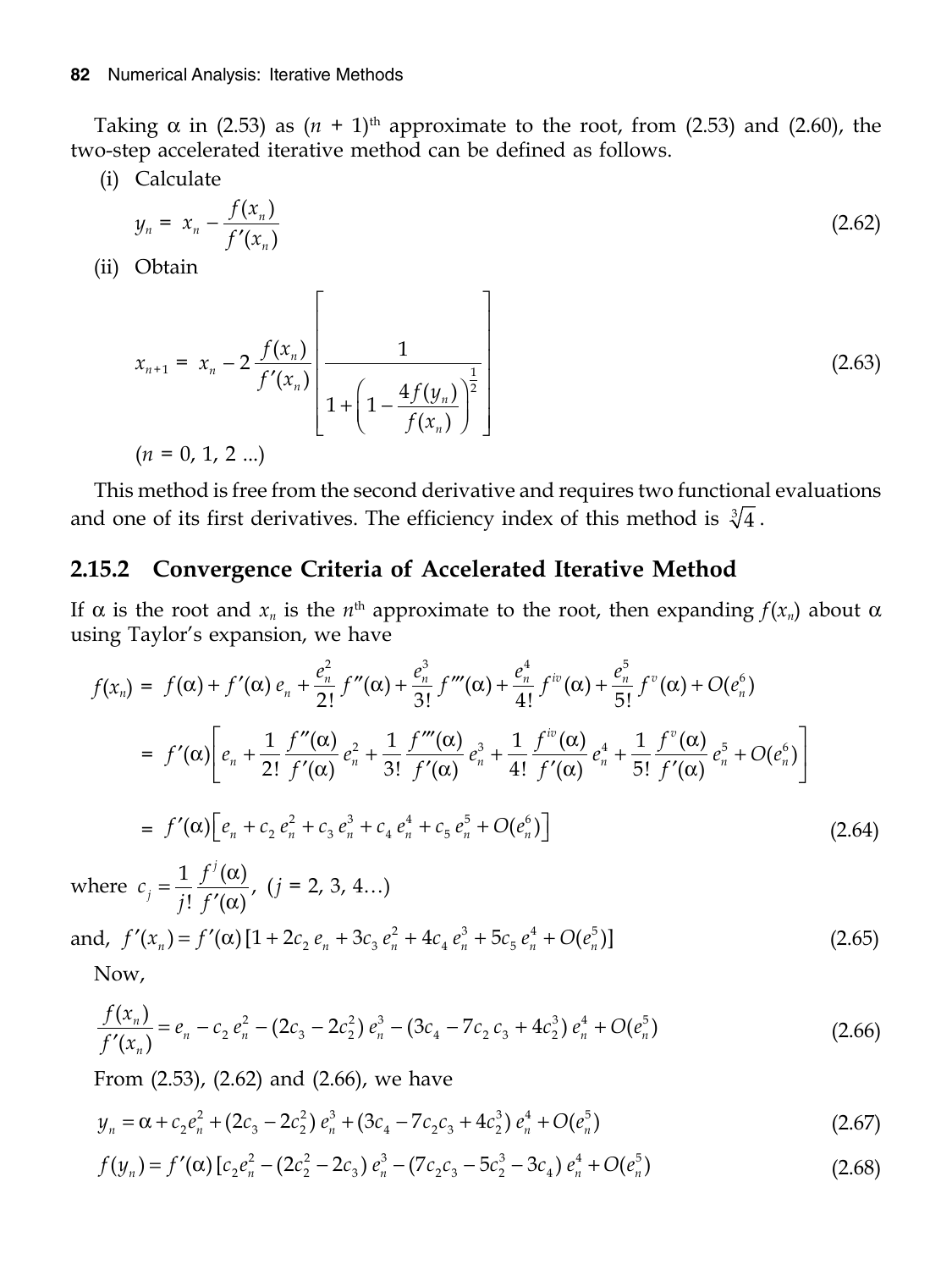Taking α in (2.53) as $(n + 1)^{\text{th}}$ approximate to the root, from (2.53) and (2.60), the two-step accelerated iterative method can be defined as follows.

(i) Calculate

$$y_n = x_n - \frac{f(x_n)}{f'(x_n)} \tag{2.62}$$

(ii) Obtain

$$x_{n+1} = x_n - 2\frac{f(x_n)}{f'(x_n)}\left[\frac{1}{1+\left(1-\dfrac{4f(y_n)}{f(x_n)}\right)^{\frac{1}{2}}}\right] \tag{2.63}$$

$(n = 0, 1, 2 \ldots)$

This method is free from the second derivative and requires two functional evaluations and one of its first derivatives. The efficiency index of this method is $\sqrt[3]{4}$.

## 2.15.2 Convergence Criteria of Accelerated Iterative Method

If α is the root and $x_n$ is the $n^{\text{th}}$ approximate to the root, then expanding $f(x_n)$ about α using Taylor's expansion, we have

$$f(x_n) = f(\alpha) + f'(\alpha)\, e_n + \frac{e_n^2}{2!} f''(\alpha) + \frac{e_n^3}{3!} f'''(\alpha) + \frac{e_n^4}{4!} f^{iv}(\alpha) + \frac{e_n^5}{5!} f^{v}(\alpha) + O(e_n^6)$$

$$= f'(\alpha)\left[e_n + \frac{1}{2!}\frac{f''(\alpha)}{f'(\alpha)}e_n^2 + \frac{1}{3!}\frac{f'''(\alpha)}{f'(\alpha)}e_n^3 + \frac{1}{4!}\frac{f^{iv}(\alpha)}{f'(\alpha)}e_n^4 + \frac{1}{5!}\frac{f^{v}(\alpha)}{f'(\alpha)}e_n^5 + O(e_n^6)\right]$$

$$= f'(\alpha)\left[e_n + c_2\, e_n^2 + c_3\, e_n^3 + c_4\, e_n^4 + c_5\, e_n^5 + O(e_n^6)\right] \tag{2.64}$$

where $c_j = \dfrac{1}{j!}\dfrac{f^{j}(\alpha)}{f'(\alpha)}$, $(j = 2, 3, 4\ldots)$

and, $f'(x_n) = f'(\alpha)\,[1 + 2c_2\, e_n + 3c_3\, e_n^2 + 4c_4\, e_n^3 + 5c_5\, e_n^4 + O(e_n^5)]$ (2.65)

Now,

$$\frac{f(x_n)}{f'(x_n)} = e_n - c_2\, e_n^2 - (2c_3 - 2c_2^2)\, e_n^3 - (3c_4 - 7c_2\, c_3 + 4c_2^3)\, e_n^4 + O(e_n^5) \tag{2.66}$$

From (2.53), (2.62) and (2.66), we have

$$y_n = \alpha + c_2 e_n^2 + (2c_3 - 2c_2^2)\, e_n^3 + (3c_4 - 7c_2 c_3 + 4c_2^3)\, e_n^4 + O(e_n^5) \tag{2.67}$$

$$f(y_n) = f'(\alpha)\,[c_2 e_n^2 - (2c_2^2 - 2c_3)\, e_n^3 - (7c_2 c_3 - 5c_2^3 - 3c_4)\, e_n^4 + O(e_n^5) \tag{2.68}$$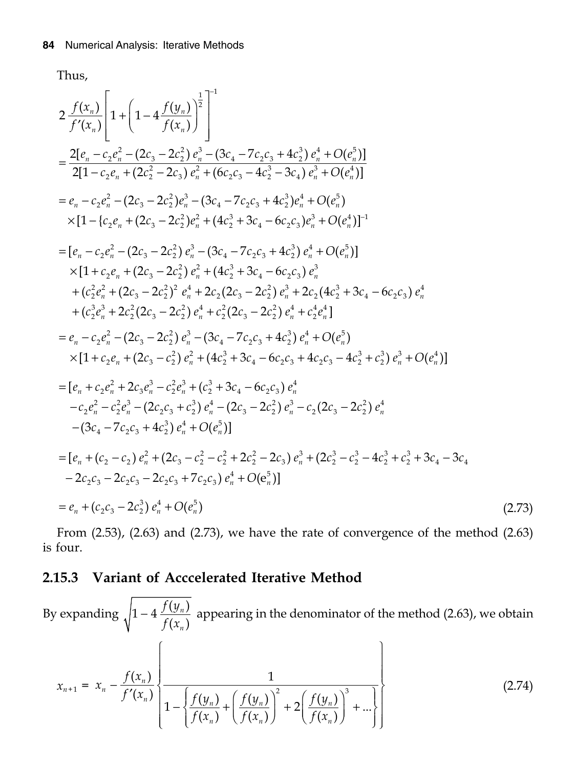Thus,

$$
2\,\frac{f(x_n)}{f'(x_n)}\left[1+\left(1-4\frac{f(y_n)}{f(x_n)}\right)^{\frac{1}{2}}\right]^{-1}
$$

$$
=\frac{2[e_n - c_2 e_n^2 - (2c_3 - 2c_2^2)\,e_n^3 - (3c_4 - 7c_2c_3 + 4c_2^3)\,e_n^4 + O(e_n^5)]}{2[1 - c_2 e_n + (2c_2^2 - 2c_3)\,e_n^2 + (6c_2c_3 - 4c_2^3 - 3c_4)\,e_n^3 + O(e_n^4)]}
$$

$$
= e_n - c_2 e_n^2 - (2c_3 - 2c_2^2)e_n^3 - (3c_4 - 7c_2c_3 + 4c_2^3)e_n^4 + O(e_n^5)
$$
$$
\times[1 - \{c_2 e_n + (2c_3 - 2c_2^2)e_n^2 + (4c_2^3 + 3c_4 - 6c_2c_3)e_n^3 + O(e_n^4)]^{-1}
$$

$$
= [e_n - c_2 e_n^2 - (2c_3 - 2c_2^2)\,e_n^3 - (3c_4 - 7c_2c_3 + 4c_2^3)\,e_n^4 + O(e_n^5)]
$$
$$
\times[1 + c_2 e_n + (2c_3 - 2c_2^2)\,e_n^2 + (4c_2^3 + 3c_4 - 6c_2c_3)\,e_n^3
$$
$$
+ (c_2^2 e_n^2 + (2c_3 - 2c_2^2)^2\,e_n^4 + 2c_2(2c_3 - 2c_2^2)\,e_n^3 + 2c_2(4c_2^3 + 3c_4 - 6c_2c_3)\,e_n^4
$$
$$
+ (c_2^3 e_n^3 + 2c_2^2(2c_3 - 2c_2^2)\,e_n^4 + c_2^2(2c_3 - 2c_2^2)\,e_n^4 + c_2^4 e_n^4]
$$

$$
= e_n - c_2 e_n^2 - (2c_3 - 2c_2^2)\,e_n^3 - (3c_4 - 7c_2c_3 + 4c_2^3)\,e_n^4 + O(e_n^5)
$$
$$
\times[1 + c_2 e_n + (2c_3 - c_2^2)\,e_n^2 + (4c_2^3 + 3c_4 - 6c_2c_3 + 4c_2c_3 - 4c_2^3 + c_2^3)\,e_n^3 + O(e_n^4)]
$$

$$
= [e_n + c_2 e_n^2 + 2c_3 e_n^3 - c_2^2 e_n^3 + (c_2^3 + 3c_4 - 6c_2c_3)\,e_n^4
$$
$$
- c_2 e_n^2 - c_2^2 e_n^3 - (2c_2c_3 + c_2^3)\,e_n^4 - (2c_3 - 2c_2^2)\,e_n^3 - c_2(2c_3 - 2c_2^2)\,e_n^4
$$
$$
- (3c_4 - 7c_2c_3 + 4c_2^3)\,e_n^4 + O(e_n^5)]
$$

$$
= [e_n + (c_2 - c_2)\,e_n^2 + (2c_3 - c_2^2 - c_2^2 + 2c_2^2 - 2c_3)\,e_n^3 + (2c_2^3 - c_2^3 - 4c_2^3 + c_2^3 + 3c_4 - 3c_4
$$
$$
- 2c_2c_3 - 2c_2c_3 - 2c_2c_3 + 7c_2c_3)\,e_n^4 + O(e_n^5)]
$$

$$
= e_n + (c_2c_3 - 2c_2^3)\,e_n^4 + O(e_n^5) \tag{2.73}
$$

From (2.53), (2.63) and (2.73), we have the rate of convergence of the method (2.63) is four.

### 2.15.3 Variant of Acccelerated Iterative Method

By expanding $\sqrt{1-4\,\dfrac{f(y_n)}{f(x_n)}}$ appearing in the denominator of the method (2.63), we obtain

$$
x_{n+1} = x_n - \frac{f(x_n)}{f'(x_n)}\left\{\frac{1}{1-\left\{\dfrac{f(y_n)}{f(x_n)}+\left(\dfrac{f(y_n)}{f(x_n)}\right)^2+2\left(\dfrac{f(y_n)}{f(x_n)}\right)^3+\ldots\right\}}\right\} \tag{2.74}
$$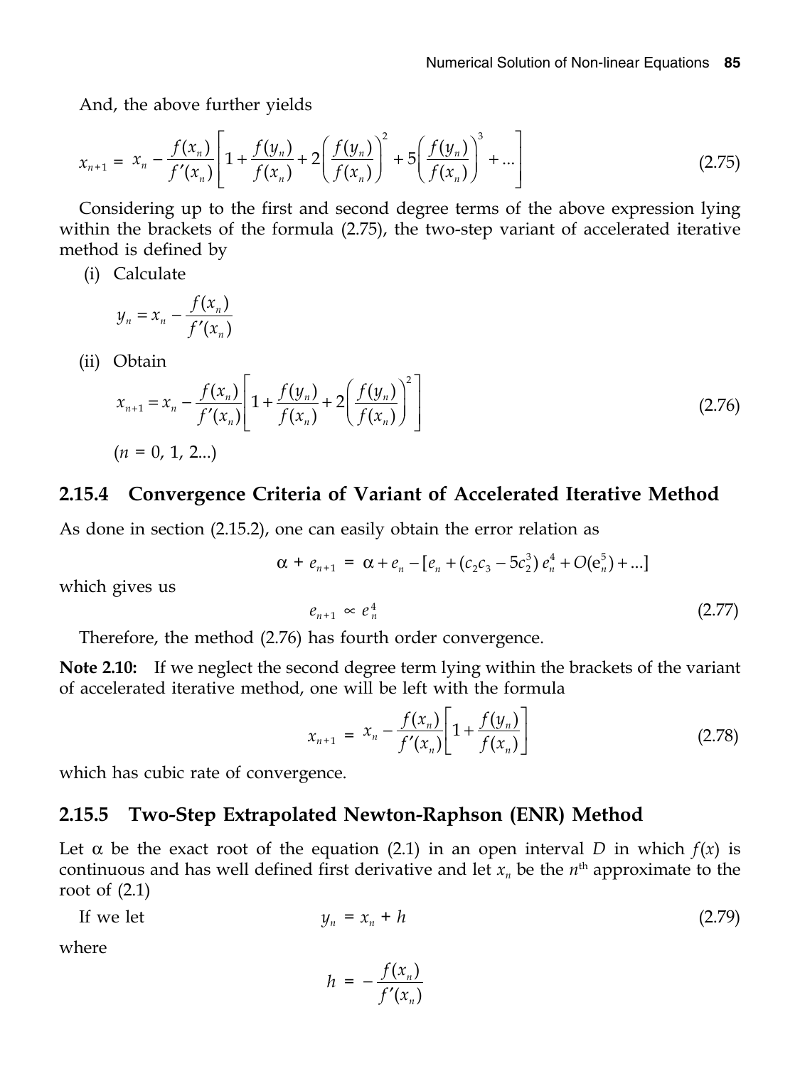And, the above further yields

$$x_{n+1} = x_n - \frac{f(x_n)}{f'(x_n)}\left[1 + \frac{f(y_n)}{f(x_n)} + 2\left(\frac{f(y_n)}{f(x_n)}\right)^2 + 5\left(\frac{f(y_n)}{f(x_n)}\right)^3 + \ldots\right] \tag{2.75}$$

Considering up to the first and second degree terms of the above expression lying within the brackets of the formula (2.75), the two-step variant of accelerated iterative method is defined by

(i) Calculate

$$y_n = x_n - \frac{f(x_n)}{f'(x_n)}$$

(ii) Obtain

$$x_{n+1} = x_n - \frac{f(x_n)}{f'(x_n)}\left[1 + \frac{f(y_n)}{f(x_n)} + 2\left(\frac{f(y_n)}{f(x_n)}\right)^2\right] \tag{2.76}$$

($n$ = 0, 1, 2...)

### 2.15.4 Convergence Criteria of Variant of Accelerated Iterative Method

As done in section (2.15.2), one can easily obtain the error relation as

$$\alpha + e_{n+1} = \alpha + e_n - [e_n + (c_2c_3 - 5c_2^3)\, e_n^4 + O(e_n^5) + \ldots]$$

which gives us

$$e_{n+1} \propto e_n^4 \tag{2.77}$$

Therefore, the method (2.76) has fourth order convergence.

**Note 2.10:** If we neglect the second degree term lying within the brackets of the variant of accelerated iterative method, one will be left with the formula

$$x_{n+1} = x_n - \frac{f(x_n)}{f'(x_n)}\left[1 + \frac{f(y_n)}{f(x_n)}\right] \tag{2.78}$$

which has cubic rate of convergence.

### 2.15.5 Two-Step Extrapolated Newton-Raphson (ENR) Method

Let $\alpha$ be the exact root of the equation (2.1) in an open interval $D$ in which $f(x)$ is continuous and has well defined first derivative and let $x_n$ be the $n^{\text{th}}$ approximate to the root of (2.1)

If we let

$$y_n = x_n + h \tag{2.79}$$

where

$$h = -\frac{f(x_n)}{f'(x_n)}$$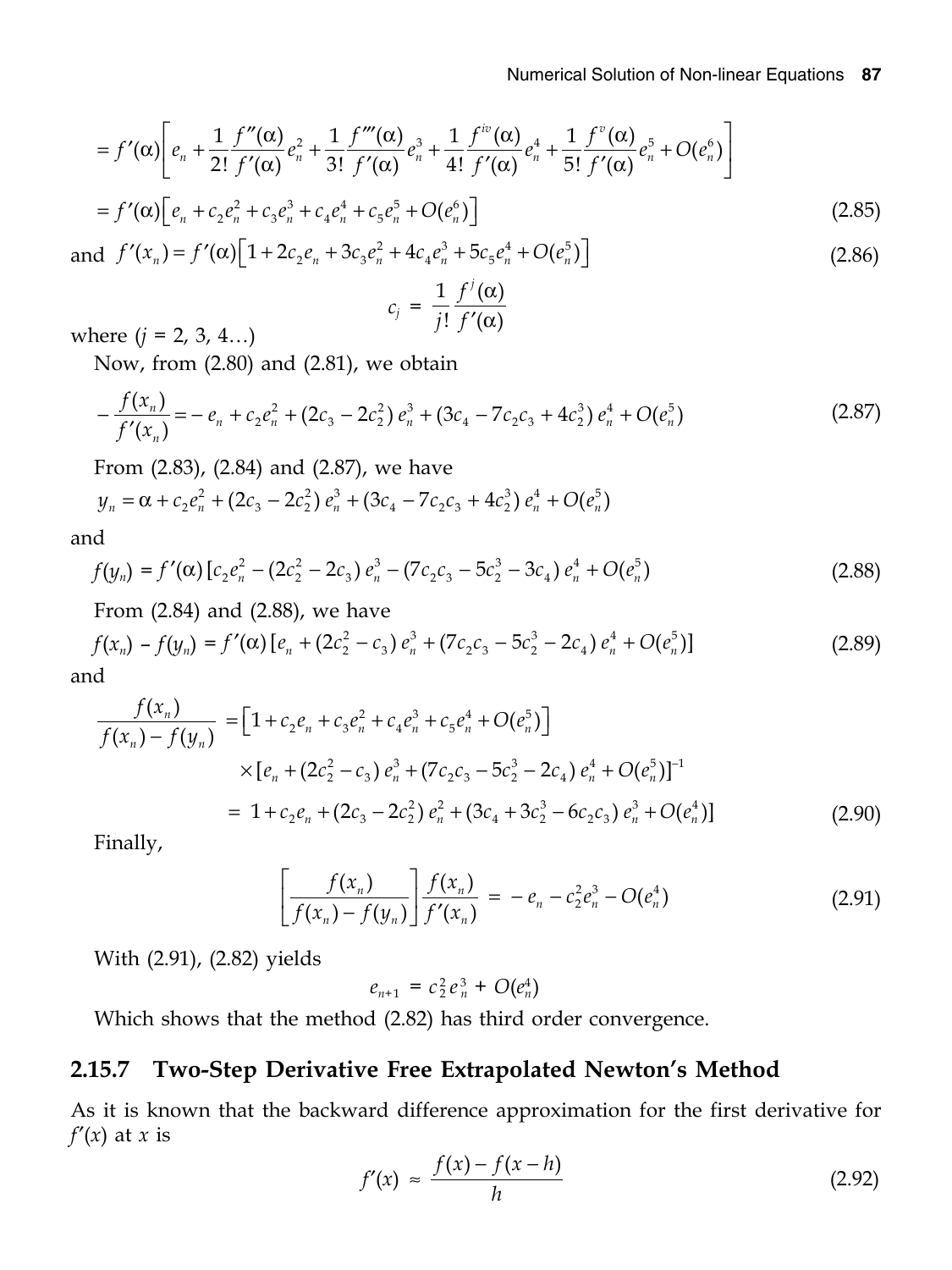$$= f'(\alpha)\left[e_n + \frac{1}{2!}\frac{f''(\alpha)}{f'(\alpha)}e_n^2 + \frac{1}{3!}\frac{f'''(\alpha)}{f'(\alpha)}e_n^3 + \frac{1}{4!}\frac{f^{iv}(\alpha)}{f'(\alpha)}e_n^4 + \frac{1}{5!}\frac{f^{v}(\alpha)}{f'(\alpha)}e_n^5 + O(e_n^6)\right]$$

$$= f'(\alpha)\left[e_n + c_2e_n^2 + c_3e_n^3 + c_4e_n^4 + c_5e_n^5 + O(e_n^6)\right] \tag{2.85}$$

and $$f'(x_n) = f'(\alpha)\left[1 + 2c_2e_n + 3c_3e_n^2 + 4c_4e_n^3 + 5c_5e_n^4 + O(e_n^5)\right] \tag{2.86}$$

$$c_j = \frac{1}{j!}\frac{f^j(\alpha)}{f'(\alpha)}$$

where ($j$ = 2, 3, 4…)

Now, from (2.80) and (2.81), we obtain

$$-\frac{f(x_n)}{f'(x_n)} = -e_n + c_2e_n^2 + (2c_3 - 2c_2^2)\,e_n^3 + (3c_4 - 7c_2c_3 + 4c_2^3)\,e_n^4 + O(e_n^5) \tag{2.87}$$

From (2.83), (2.84) and (2.87), we have

$$y_n = \alpha + c_2e_n^2 + (2c_3 - 2c_2^2)\,e_n^3 + (3c_4 - 7c_2c_3 + 4c_2^3)\,e_n^4 + O(e_n^5)$$

and

$$f(y_n) = f'(\alpha)\,[c_2e_n^2 - (2c_2^2 - 2c_3)\,e_n^3 - (7c_2c_3 - 5c_2^3 - 3c_4)\,e_n^4 + O(e_n^5) \tag{2.88}$$

From (2.84) and (2.88), we have

$$f(x_n) - f(y_n) = f'(\alpha)\,[e_n + (2c_2^2 - c_3)\,e_n^3 + (7c_2c_3 - 5c_2^3 - 2c_4)\,e_n^4 + O(e_n^5)] \tag{2.89}$$

and

$$\frac{f(x_n)}{f(x_n) - f(y_n)} = \left[1 + c_2e_n + c_3e_n^2 + c_4e_n^3 + c_5e_n^4 + O(e_n^5)\right]$$

$$\times [e_n + (2c_2^2 - c_3)\,e_n^3 + (7c_2c_3 - 5c_2^3 - 2c_4)\,e_n^4 + O(e_n^5)]^{-1}$$

$$= 1 + c_2e_n + (2c_3 - 2c_2^2)\,e_n^2 + (3c_4 + 3c_2^3 - 6c_2c_3)\,e_n^3 + O(e_n^4)] \tag{2.90}$$

Finally,

$$\left[\frac{f(x_n)}{f(x_n) - f(y_n)}\right]\frac{f(x_n)}{f'(x_n)} = -e_n - c_2^2e_n^3 - O(e_n^4) \tag{2.91}$$

With (2.91), (2.82) yields

$$e_{n+1} = c_2^2\,e_n^3 + O(e_n^4)$$

Which shows that the method (2.82) has third order convergence.

### 2.15.7 Two-Step Derivative Free Extrapolated Newton's Method

As it is known that the backward difference approximation for the first derivative for $f'(x)$ at $x$ is

$$f'(x) \approx \frac{f(x) - f(x-h)}{h} \tag{2.92}$$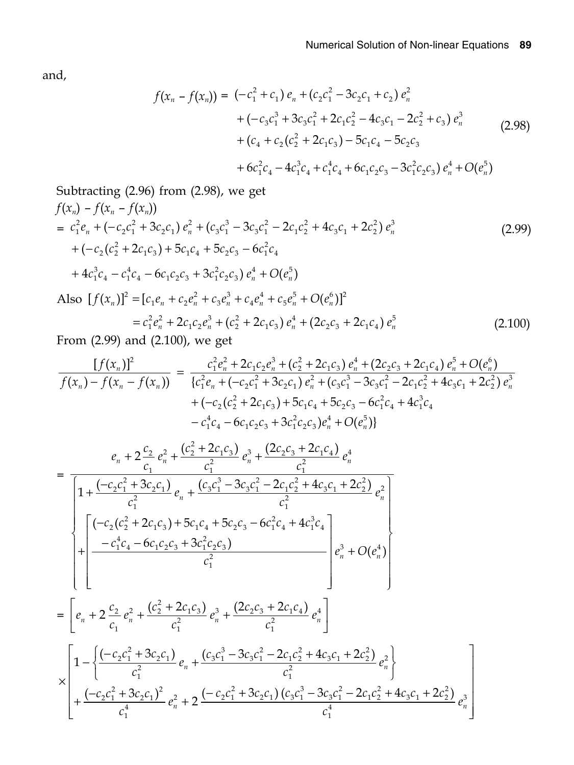and,

$$
\begin{aligned}
f(x_n - f(x_n)) = &\ (-c_1^2 + c_1)\, e_n + (c_2 c_1^2 - 3c_2 c_1 + c_2)\, e_n^2 \\
&+ (-c_3 c_1^3 + 3c_3 c_1^2 + 2c_1 c_2^2 - 4c_3 c_1 - 2c_2^2 + c_3)\, e_n^3 \\
&+ (c_4 + c_2(c_2^2 + 2c_1 c_3) - 5c_1 c_4 - 5c_2 c_3 \\
&+ 6c_1^2 c_4 - 4c_1^3 c_4 + c_1^4 c_4 + 6c_1 c_2 c_3 - 3c_1^2 c_2 c_3)\, e_n^4 + O(e_n^5)
\end{aligned} \tag{2.98}
$$

Subtracting (2.96) from (2.98), we get

$$
\begin{aligned}
& f(x_n) - f(x_n - f(x_n)) \\
&= c_1^2 e_n + (-c_2 c_1^2 + 3c_2 c_1)\, e_n^2 + (c_3 c_1^3 - 3c_3 c_1^2 - 2c_1 c_2^2 + 4c_3 c_1 + 2c_2^2)\, e_n^3 \\
&\quad + (-c_2(c_2^2 + 2c_1 c_3) + 5c_1 c_4 + 5c_2 c_3 - 6c_1^2 c_4 \\
&\quad + 4c_1^3 c_4 - c_1^4 c_4 - 6c_1 c_2 c_3 + 3c_1^2 c_2 c_3)\, e_n^4 + O(e_n^5)
\end{aligned} \tag{2.99}
$$

Also

$$
\begin{aligned}
[f(x_n)]^2 &= [c_1 e_n + c_2 e_n^2 + c_3 e_n^3 + c_4 e_n^4 + c_5 e_n^5 + O(e_n^6)]^2 \\
&= c_1^2 e_n^2 + 2c_1 c_2 e_n^3 + (c_2^2 + 2c_1 c_3)\, e_n^4 + (2c_2 c_3 + 2c_1 c_4)\, e_n^5
\end{aligned} \tag{2.100}
$$

From (2.99) and (2.100), we get

$$
\frac{[f(x_n)]^2}{f(x_n) - f(x_n - f(x_n))} = \frac{c_1^2 e_n^2 + 2c_1 c_2 e_n^3 + (c_2^2 + 2c_1 c_3)\, e_n^4 + (2c_2 c_3 + 2c_1 c_4)\, e_n^5 + O(e_n^6)}{\begin{aligned}\{ & c_1^2 e_n + (-c_2 c_1^2 + 3c_2 c_1)\, e_n^2 + (c_3 c_1^3 - 3c_3 c_1^2 - 2c_1 c_2^2 + 4c_3 c_1 + 2c_2^2)\, e_n^3 \\ & + (-c_2(c_2^2 + 2c_1 c_3) + 5c_1 c_4 + 5c_2 c_3 - 6c_1^2 c_4 + 4c_1^3 c_4 \\ & - c_1^4 c_4 - 6c_1 c_2 c_3 + 3c_1^2 c_2 c_3) e_n^4 + O(e_n^5)\}\end{aligned}}
$$

$$
= \frac{e_n + 2\dfrac{c_2}{c_1} e_n^2 + \dfrac{(c_2^2 + 2c_1 c_3)}{c_1^2} e_n^3 + \dfrac{(2c_2 c_3 + 2c_1 c_4)}{c_1^2} e_n^4}{\left\{ \begin{aligned} & 1 + \frac{(-c_2 c_1^2 + 3c_2 c_1)}{c_1^2} e_n + \frac{(c_3 c_1^3 - 3c_3 c_1^2 - 2c_1 c_2^2 + 4c_3 c_1 + 2c_2^2)}{c_1^2} e_n^2 \\ & + \left[ \frac{\begin{aligned}&(-c_2(c_2^2 + 2c_1 c_3) + 5c_1 c_4 + 5c_2 c_3 - 6c_1^2 c_4 + 4c_1^3 c_4 \\ &- c_1^4 c_4 - 6c_1 c_2 c_3 + 3c_1^2 c_2 c_3)\end{aligned}}{c_1^2} \right] e_n^3 + O(e_n^4) \end{aligned} \right\}}
$$

$$
\begin{aligned}
= &\left[ e_n + 2\frac{c_2}{c_1} e_n^2 + \frac{(c_2^2 + 2c_1 c_3)}{c_1^2} e_n^3 + \frac{(2c_2 c_3 + 2c_1 c_4)}{c_1^2} e_n^4 \right] \\
\times &\left[ \begin{aligned} & 1 - \left\{ \frac{(-c_2 c_1^2 + 3c_2 c_1)}{c_1^2} e_n + \frac{(c_3 c_1^3 - 3c_3 c_1^2 - 2c_1 c_2^2 + 4c_3 c_1 + 2c_2^2)}{c_1^2} e_n^2 \right\} \\ & + \frac{(-c_2 c_1^2 + 3c_2 c_1)^2}{c_1^4} e_n^2 + 2\frac{(-c_2 c_1^2 + 3c_2 c_1)(c_3 c_1^3 - 3c_3 c_1^2 - 2c_1 c_2^2 + 4c_3 c_1 + 2c_2^2)}{c_1^4} e_n^3 \end{aligned} \right]
\end{aligned}
$$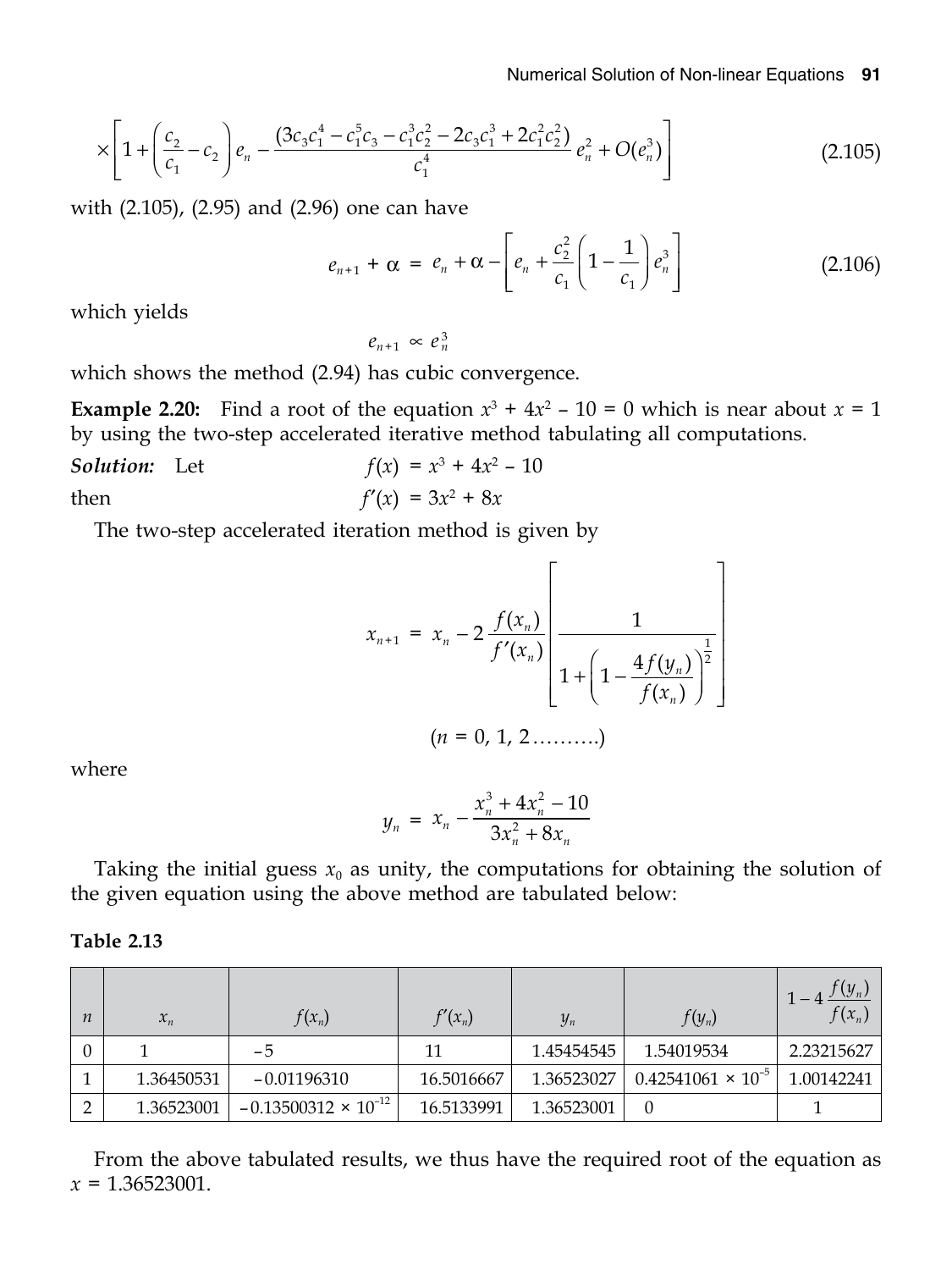$$\times\left[1+\left(\frac{c_2}{c_1}-c_2\right)e_n-\frac{(3c_3c_1^4-c_1^5c_3-c_1^3c_2^2-2c_3c_1^3+2c_1^2c_2^2)}{c_1^4}e_n^2+O(e_n^3)\right] \tag{2.105}$$

with (2.105), (2.95) and (2.96) one can have

$$e_{n+1}+\alpha = e_n+\alpha-\left[e_n+\frac{c_2^2}{c_1}\left(1-\frac{1}{c_1}\right)e_n^3\right] \tag{2.106}$$

which yields

$$e_{n+1} \propto e_n^3$$

which shows the method (2.94) has cubic convergence.

**Example 2.20:** Find a root of the equation $x^3 + 4x^2 - 10 = 0$ which is near about $x = 1$ by using the two-step accelerated iterative method tabulating all computations.

***Solution:*** Let

$$f(x) = x^3 + 4x^2 - 10$$

then

$$f'(x) = 3x^2 + 8x$$

The two-step accelerated iteration method is given by

$$x_{n+1} = x_n - 2\frac{f(x_n)}{f'(x_n)}\left[\frac{1}{1+\left(1-\dfrac{4f(y_n)}{f(x_n)}\right)^{\frac{1}{2}}}\right]$$

$$(n = 0, 1, 2 \ldots\ldots\ldots.)$$

where

$$y_n = x_n - \frac{x_n^3+4x_n^2-10}{3x_n^2+8x_n}$$

Taking the initial guess $x_0$ as unity, the computations for obtaining the solution of the given equation using the above method are tabulated below:

**Table 2.13**

| $n$ | $x_n$ | $f(x_n)$ | $f'(x_n)$ | $y_n$ | $f(y_n)$ | $1-4\dfrac{f(y_n)}{f(x_n)}$ |
|---|---|---|---|---|---|---|
| 0 | 1 | $-5$ | 11 | 1.45454545 | 1.54019534 | 2.23215627 |
| 1 | 1.36450531 | $-0.01196310$ | 16.5016667 | 1.36523027 | $0.42541061 \times 10^{-5}$ | 1.00142241 |
| 2 | 1.36523001 | $-0.13500312 \times 10^{-12}$ | 16.5133991 | 1.36523001 | 0 | 1 |

From the above tabulated results, we thus have the required root of the equation as $x = 1.36523001$.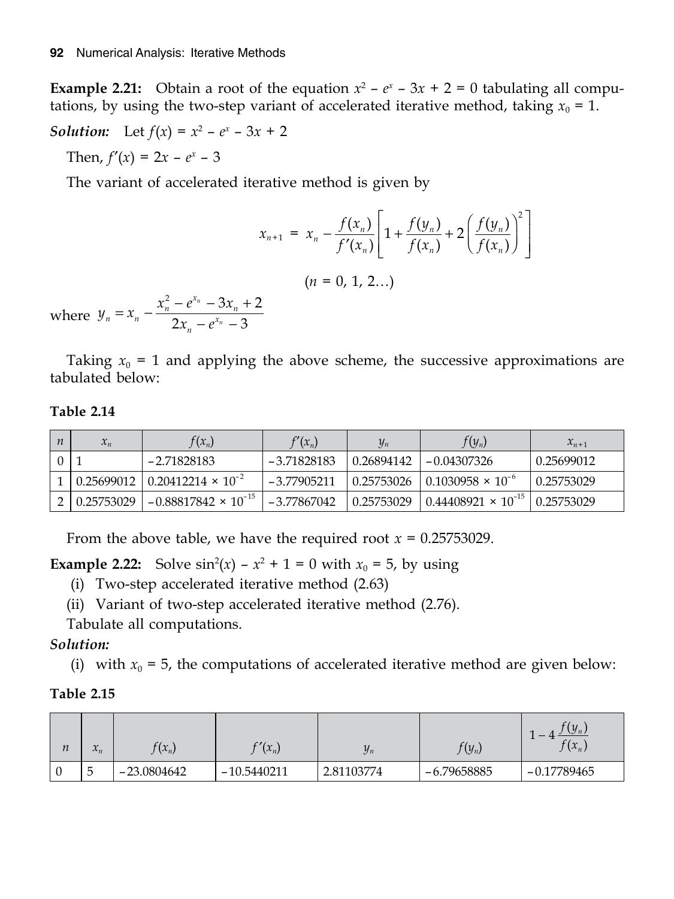**Example 2.21:** Obtain a root of the equation $x^2 - e^x - 3x + 2 = 0$ tabulating all computations, by using the two-step variant of accelerated iterative method, taking $x_0 = 1$.

***Solution:*** Let $f(x) = x^2 - e^x - 3x + 2$

Then, $f'(x) = 2x - e^x - 3$

The variant of accelerated iterative method is given by

$$x_{n+1} = x_n - \frac{f(x_n)}{f'(x_n)}\left[1 + \frac{f(y_n)}{f(x_n)} + 2\left(\frac{f(y_n)}{f(x_n)}\right)^2\right]$$

$$(n = 0, 1, 2\ldots)$$

where $y_n = x_n - \dfrac{x_n^2 - e^{x_n} - 3x_n + 2}{2x_n - e^{x_n} - 3}$

Taking $x_0 = 1$ and applying the above scheme, the successive approximations are tabulated below:

**Table 2.14**

| $n$ | $x_n$ | $f(x_n)$ | $f'(x_n)$ | $y_n$ | $f(y_n)$ | $x_{n+1}$ |
|---|---|---|---|---|---|---|
| 0 | 1 | −2.71828183 | −3.71828183 | 0.26894142 | −0.04307326 | 0.25699012 |
| 1 | 0.25699012 | $0.20412214 \times 10^{-2}$ | −3.77905211 | 0.25753026 | $0.1030958 \times 10^{-6}$ | 0.25753029 |
| 2 | 0.25753029 | $-0.88817842 \times 10^{-15}$ | −3.77867042 | 0.25753029 | $0.44408921 \times 10^{-15}$ | 0.25753029 |

From the above table, we have the required root $x = 0.25753029$.

**Example 2.22:** Solve $\sin^2(x) - x^2 + 1 = 0$ with $x_0 = 5$, by using

(i) Two-step accelerated iterative method (2.63)

(ii) Variant of two-step accelerated iterative method (2.76).

Tabulate all computations.

***Solution:***

(i) with $x_0 = 5$, the computations of accelerated iterative method are given below:

**Table 2.15**

| $n$ | $x_n$ | $f(x_n)$ | $f'(x_n)$ | $y_n$ | $f(y_n)$ | $1 - 4\dfrac{f(y_n)}{f(x_n)}$ |
|---|---|---|---|---|---|---|
| 0 | 5 | −23.0804642 | −10.5440211 | 2.81103774 | −6.79658885 | −0.17789465 |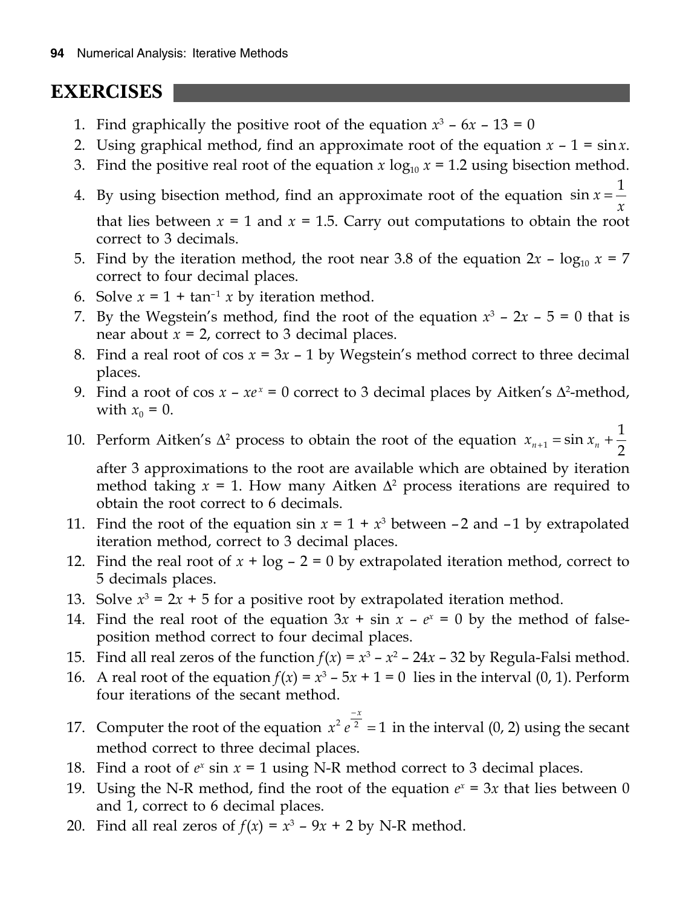## EXERCISES

1. Find graphically the positive root of the equation $x^3 - 6x - 13 = 0$
2. Using graphical method, find an approximate root of the equation $x - 1 = \sin x$.
3. Find the positive real root of the equation $x \log_{10} x = 1.2$ using bisection method.
4. By using bisection method, find an approximate root of the equation $\sin x = \dfrac{1}{x}$ that lies between $x = 1$ and $x = 1.5$. Carry out computations to obtain the root correct to 3 decimals.
5. Find by the iteration method, the root near 3.8 of the equation $2x - \log_{10} x = 7$ correct to four decimal places.
6. Solve $x = 1 + \tan^{-1} x$ by iteration method.
7. By the Wegstein's method, find the root of the equation $x^3 - 2x - 5 = 0$ that is near about $x = 2$, correct to 3 decimal places.
8. Find a real root of $\cos x = 3x - 1$ by Wegstein's method correct to three decimal places.
9. Find a root of $\cos x - xe^x = 0$ correct to 3 decimal places by Aitken's $\Delta^2$-method, with $x_0 = 0$.
10. Perform Aitken's $\Delta^2$ process to obtain the root of the equation $x_{n+1} = \sin x_n + \dfrac{1}{2}$ after 3 approximations to the root are available which are obtained by iteration method taking $x = 1$. How many Aitken $\Delta^2$ process iterations are required to obtain the root correct to 6 decimals.
11. Find the root of the equation $\sin x = 1 + x^3$ between $-2$ and $-1$ by extrapolated iteration method, correct to 3 decimal places.
12. Find the real root of $x + \log - 2 = 0$ by extrapolated iteration method, correct to 5 decimals places.
13. Solve $x^3 = 2x + 5$ for a positive root by extrapolated iteration method.
14. Find the real root of the equation $3x + \sin x - e^x = 0$ by the method of false-position method correct to four decimal places.
15. Find all real zeros of the function $f(x) = x^3 - x^2 - 24x - 32$ by Regula-Falsi method.
16. A real root of the equation $f(x) = x^3 - 5x + 1 = 0$ lies in the interval (0, 1). Perform four iterations of the secant method.
17. Computer the root of the equation $x^2 e^{\frac{-x}{2}} = 1$ in the interval (0, 2) using the secant method correct to three decimal places.
18. Find a root of $e^x \sin x = 1$ using N-R method correct to 3 decimal places.
19. Using the N-R method, find the root of the equation $e^x = 3x$ that lies between 0 and 1, correct to 6 decimal places.
20. Find all real zeros of $f(x) = x^3 - 9x + 2$ by N-R method.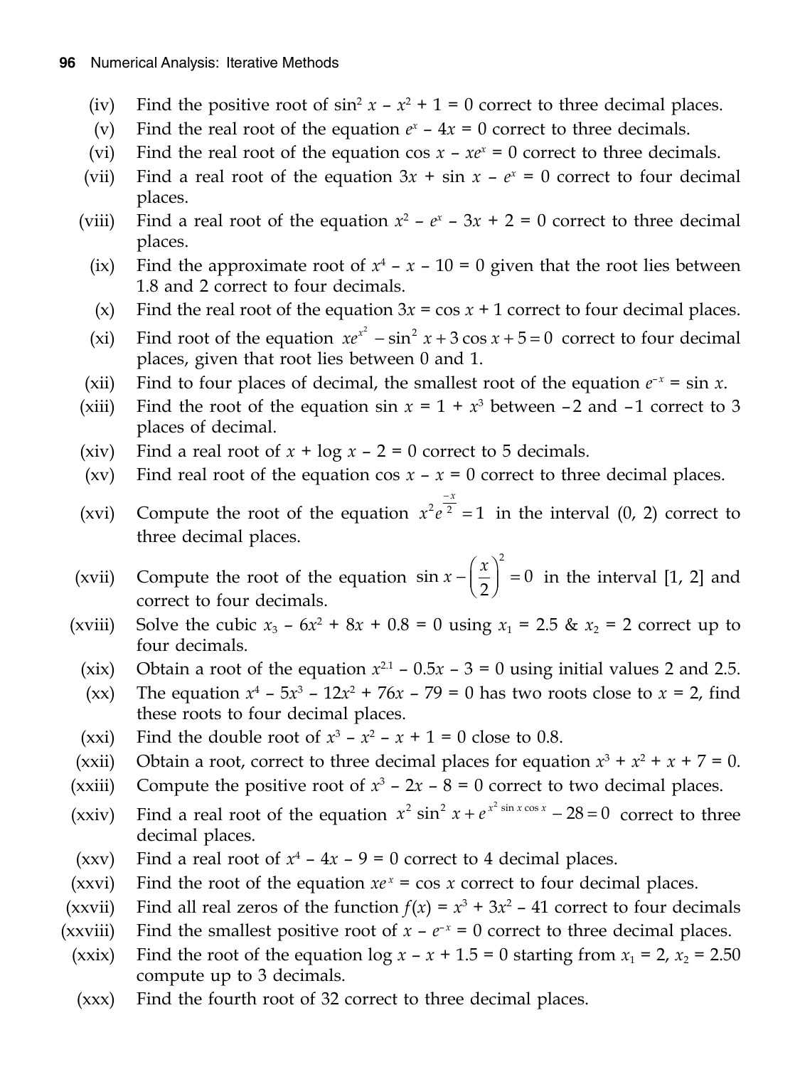(iv) Find the positive root of $\sin^2 x - x^2 + 1 = 0$ correct to three decimal places.

(v) Find the real root of the equation $e^x - 4x = 0$ correct to three decimals.

(vi) Find the real root of the equation $\cos x - xe^x = 0$ correct to three decimals.

(vii) Find a real root of the equation $3x + \sin x - e^x = 0$ correct to four decimal places.

(viii) Find a real root of the equation $x^2 - e^x - 3x + 2 = 0$ correct to three decimal places.

(ix) Find the approximate root of $x^4 - x - 10 = 0$ given that the root lies between 1.8 and 2 correct to four decimals.

(x) Find the real root of the equation $3x = \cos x + 1$ correct to four decimal places.

(xi) Find root of the equation $xe^{x^2} - \sin^2 x + 3\cos x + 5 = 0$ correct to four decimal places, given that root lies between 0 and 1.

(xii) Find to four places of decimal, the smallest root of the equation $e^{-x} = \sin x$.

(xiii) Find the root of the equation $\sin x = 1 + x^3$ between –2 and –1 correct to 3 places of decimal.

(xiv) Find a real root of $x + \log x - 2 = 0$ correct to 5 decimals.

(xv) Find real root of the equation $\cos x - x = 0$ correct to three decimal places.

(xvi) Compute the root of the equation $x^2 e^{\frac{-x}{2}} = 1$ in the interval (0, 2) correct to three decimal places.

(xvii) Compute the root of the equation $\sin x - \left(\frac{x}{2}\right)^2 = 0$ in the interval [1, 2] and correct to four decimals.

(xviii) Solve the cubic $x_3 - 6x^2 + 8x + 0.8 = 0$ using $x_1 = 2.5$ & $x_2 = 2$ correct up to four decimals.

(xix) Obtain a root of the equation $x^{2.1} - 0.5x - 3 = 0$ using initial values 2 and 2.5.

(xx) The equation $x^4 - 5x^3 - 12x^2 + 76x - 79 = 0$ has two roots close to $x = 2$, find these roots to four decimal places.

(xxi) Find the double root of $x^3 - x^2 - x + 1 = 0$ close to 0.8.

(xxii) Obtain a root, correct to three decimal places for equation $x^3 + x^2 + x + 7 = 0$.

(xxiii) Compute the positive root of $x^3 - 2x - 8 = 0$ correct to two decimal places.

(xxiv) Find a real root of the equation $x^2 \sin^2 x + e^{x^2 \sin x \cos x} - 28 = 0$ correct to three decimal places.

(xxv) Find a real root of $x^4 - 4x - 9 = 0$ correct to 4 decimal places.

(xxvi) Find the root of the equation $xe^x = \cos x$ correct to four decimal places.

(xxvii) Find all real zeros of the function $f(x) = x^3 + 3x^2 - 41$ correct to four decimals

(xxviii) Find the smallest positive root of $x - e^{-x} = 0$ correct to three decimal places.

(xxix) Find the root of the equation $\log x - x + 1.5 = 0$ starting from $x_1 = 2$, $x_2 = 2.50$ compute up to 3 decimals.

(xxx) Find the fourth root of 32 correct to three decimal places.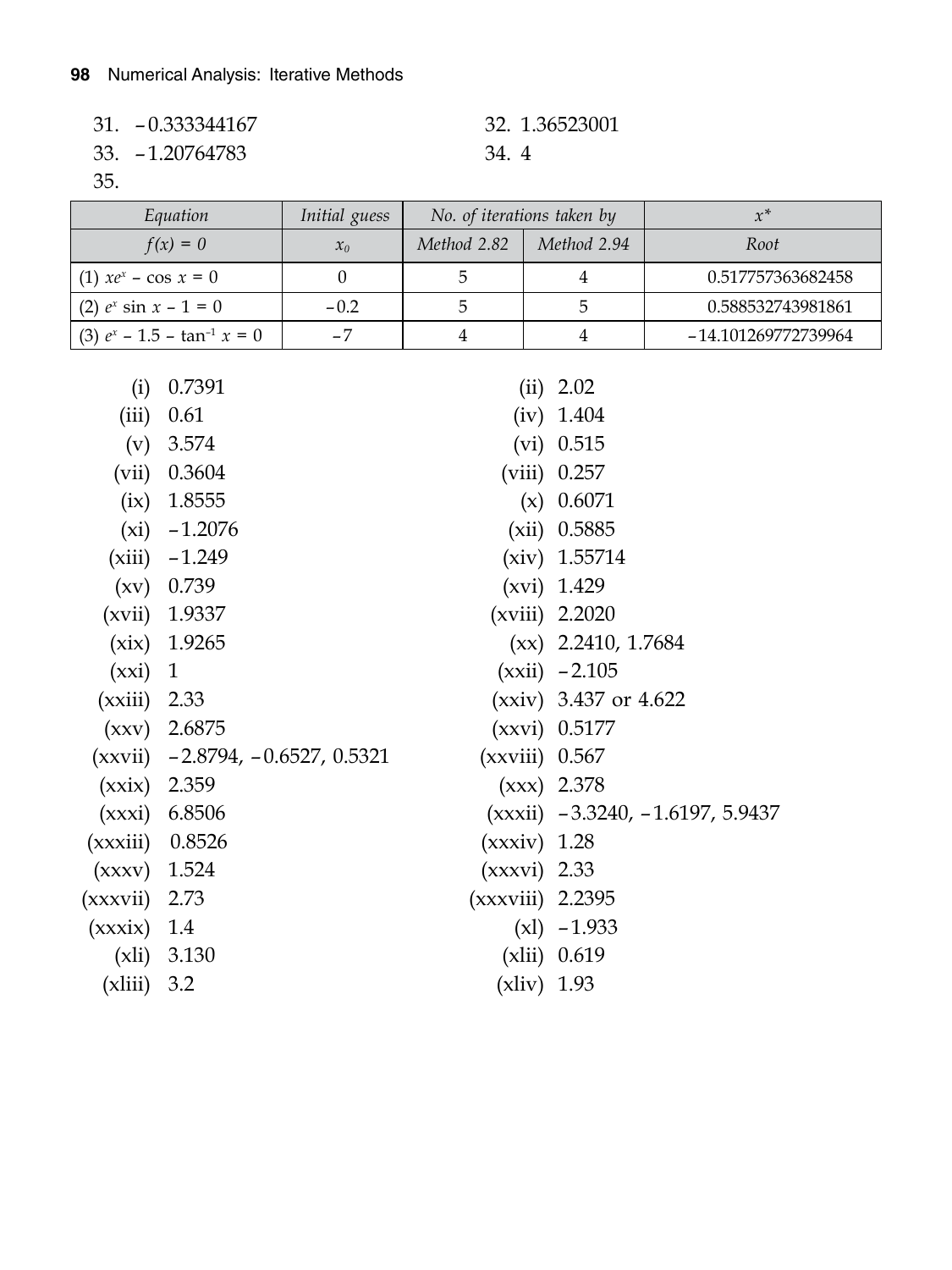31. −0.333344167

32. 1.36523001

33. −1.20764783

34. 4

35.

| Equation | Initial guess | No. of iterations taken by | | $x^*$ |
|---|---|---|---|---|
| $f(x) = 0$ | $x_0$ | Method 2.82 | Method 2.94 | Root |
| (1) $xe^x - \cos x = 0$ | 0 | 5 | 4 | 0.517757363682458 |
| (2) $e^x \sin x - 1 = 0$ | −0.2 | 5 | 5 | 0.588532743981861 |
| (3) $e^x - 1.5 - \tan^{-1} x = 0$ | −7 | 4 | 4 | −14.101269772739964 |

(i) 0.7391

(ii) 2.02

(iii) 0.61

(iv) 1.404

(v) 3.574

(vi) 0.515

(vii) 0.3604

(viii) 0.257

(ix) 1.8555

(x) 0.6071

(xi) −1.2076

(xii) 0.5885

(xiii) −1.249

(xiv) 1.55714

(xv) 0.739

(xvi) 1.429

(xvii) 1.9337

(xviii) 2.2020

(xix) 1.9265

(xx) 2.2410, 1.7684

(xxi) 1

(xxii) −2.105

(xxiii) 2.33

(xxiv) 3.437 or 4.622

(xxv) 2.6875

(xxvi) 0.5177

(xxvii) −2.8794, −0.6527, 0.5321

(xxviii) 0.567

(xxix) 2.359

(xxx) 2.378

(xxxi) 6.8506

(xxxii) −3.3240, −1.6197, 5.9437

(xxxiii) 0.8526

(xxxiv) 1.28

(xxxv) 1.524

(xxxvi) 2.33

(xxxvii) 2.73

(xxxviii) 2.2395

(xxxix) 1.4

(xl) −1.933

(xli) 3.130

(xlii) 0.619

(xliii) 3.2

(xliv) 1.93